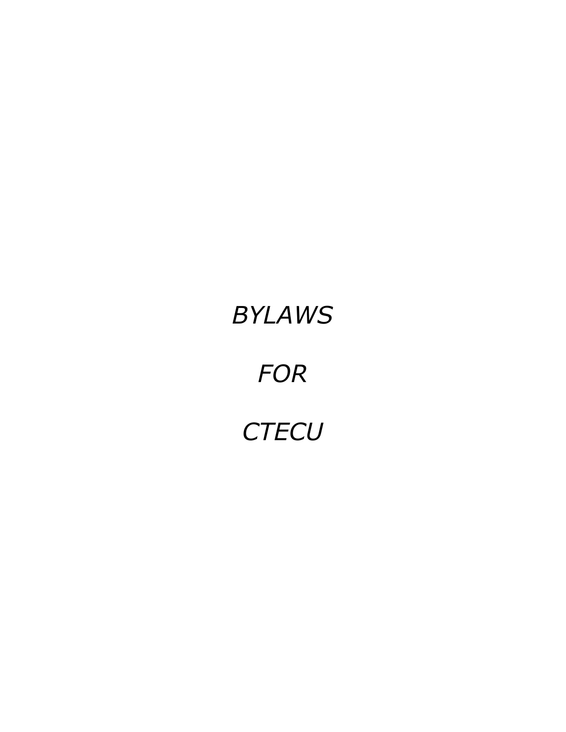# *BYLAWS*

# *FOR*

# *CTECU*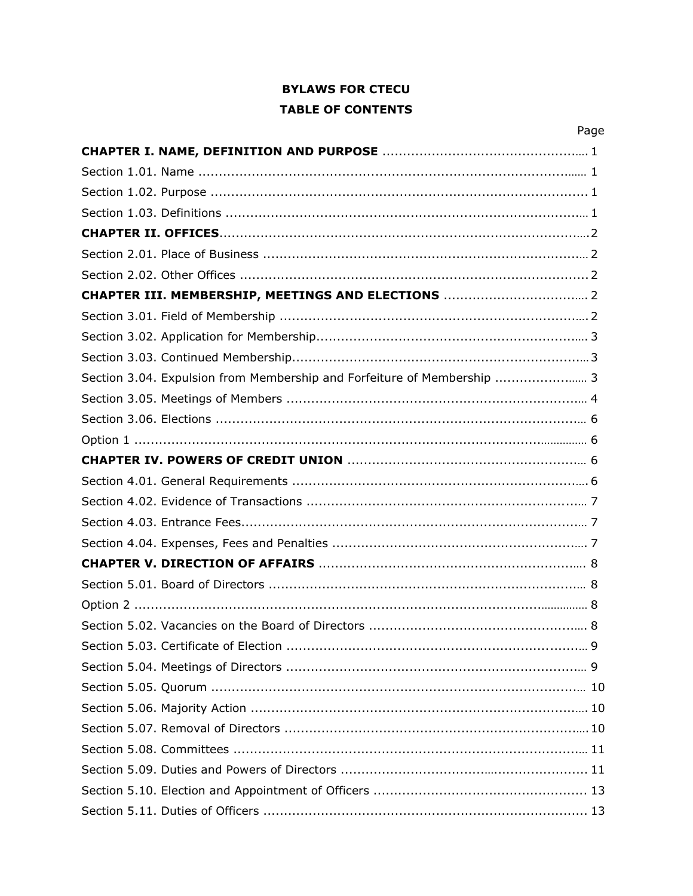**BYLAWS FOR CTECU**

**TABLE OF CONTENTS**

| | Page |
|---|---|
| **CHAPTER I. NAME, DEFINITION AND PURPOSE** | 1 |
| Section 1.01. Name | 1 |
| Section 1.02. Purpose | 1 |
| Section 1.03. Definitions | 1 |
| **CHAPTER II. OFFICES** | 2 |
| Section 2.01. Place of Business | 2 |
| Section 2.02. Other Offices | 2 |
| **CHAPTER III. MEMBERSHIP, MEETINGS AND ELECTIONS** | 2 |
| Section 3.01. Field of Membership | 2 |
| Section 3.02. Application for Membership | 3 |
| Section 3.03. Continued Membership | 3 |
| Section 3.04. Expulsion from Membership and Forfeiture of Membership | 3 |
| Section 3.05. Meetings of Members | 4 |
| Section 3.06. Elections | 6 |
| Option 1 | 6 |
| **CHAPTER IV. POWERS OF CREDIT UNION** | 6 |
| Section 4.01. General Requirements | 6 |
| Section 4.02. Evidence of Transactions | 7 |
| Section 4.03. Entrance Fees | 7 |
| Section 4.04. Expenses, Fees and Penalties | 7 |
| **CHAPTER V. DIRECTION OF AFFAIRS** | 8 |
| Section 5.01. Board of Directors | 8 |
| Option 2 | 8 |
| Section 5.02. Vacancies on the Board of Directors | 8 |
| Section 5.03. Certificate of Election | 9 |
| Section 5.04. Meetings of Directors | 9 |
| Section 5.05. Quorum | 10 |
| Section 5.06. Majority Action | 10 |
| Section 5.07. Removal of Directors | 10 |
| Section 5.08. Committees | 11 |
| Section 5.09. Duties and Powers of Directors | 11 |
| Section 5.10. Election and Appointment of Officers | 13 |
| Section 5.11. Duties of Officers | 13 |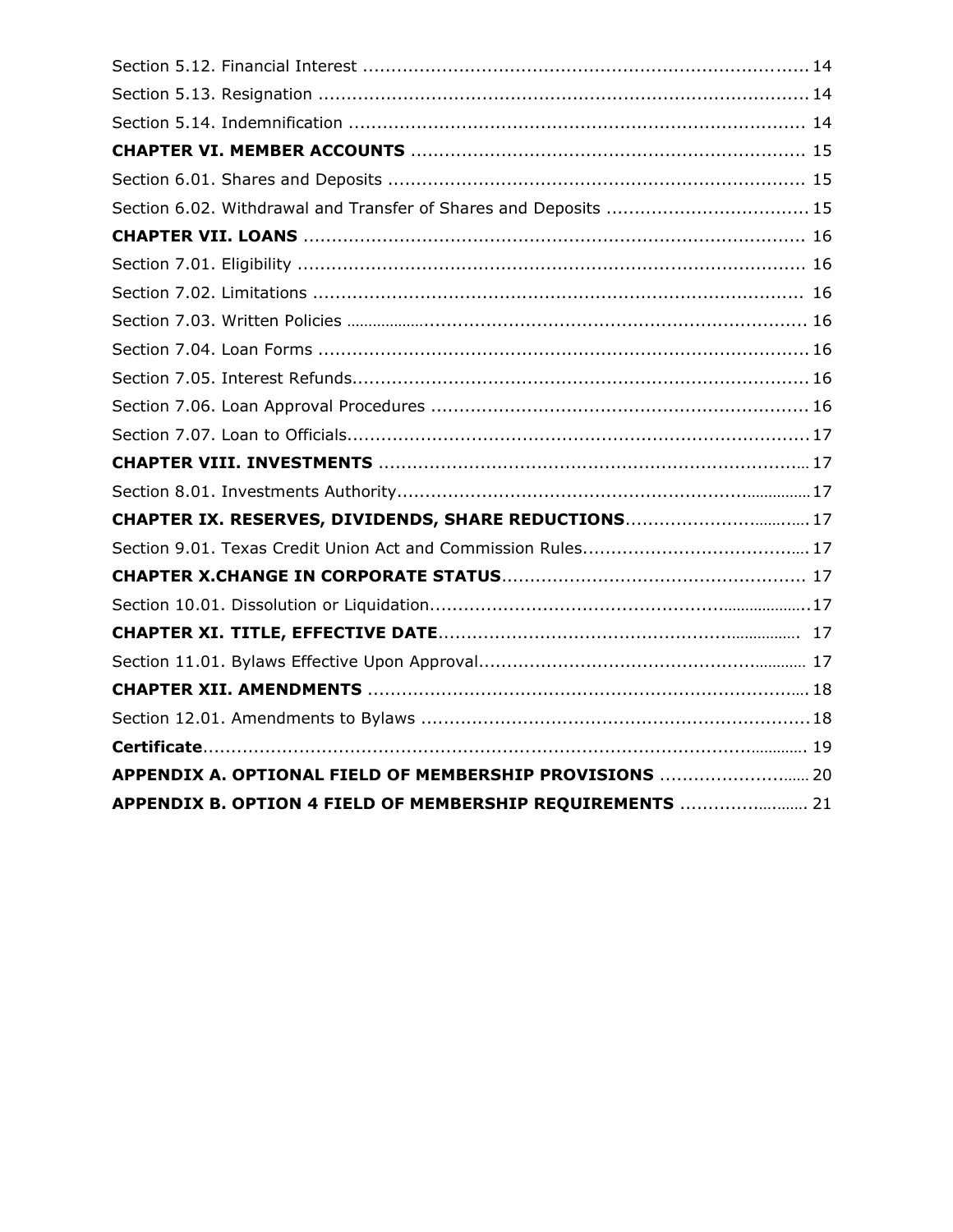Section 5.12. Financial Interest .............................................................................. 14

Section 5.13. Resignation ....................................................................................... 14

Section 5.14. Indemnification ................................................................................ 14

**CHAPTER VI. MEMBER ACCOUNTS** ..................................................................... 15

Section 6.01. Shares and Deposits .......................................................................... 15

Section 6.02. Withdrawal and Transfer of Shares and Deposits .................................... 15

**CHAPTER VII. LOANS** ........................................................................................ 16

Section 7.01. Eligibility ........................................................................................... 16

Section 7.02. Limitations ........................................................................................ 16

Section 7.03. Written Policies .................................................................................. 16

Section 7.04. Loan Forms ........................................................................................ 16

Section 7.05. Interest Refunds.................................................................................. 16

Section 7.06. Loan Approval Procedures ................................................................... 16

Section 7.07. Loan to Officials.................................................................................. 17

**CHAPTER VIII. INVESTMENTS** .............................................................................. 17

Section 8.01. Investments Authority.......................................................................... 17

**CHAPTER IX. RESERVES, DIVIDENDS, SHARE REDUCTIONS**........................................ 17

Section 9.01. Texas Credit Union Act and Commission Rules.......................................... 17

**CHAPTER X.CHANGE IN CORPORATE STATUS**..................................................... 17

Section 10.01. Dissolution or Liquidation.................................................................... 17

**CHAPTER XI. TITLE, EFFECTIVE DATE**.................................................................. 17

Section 11.01. Bylaws Effective Upon Approval............................................................ 17

**CHAPTER XII. AMENDMENTS** ................................................................................ 18

Section 12.01. Amendments to Bylaws ..................................................................... 18

**Certificate**.......................................................................................................... 19

**APPENDIX A. OPTIONAL FIELD OF MEMBERSHIP PROVISIONS** ............................... 20

**APPENDIX B. OPTION 4 FIELD OF MEMBERSHIP REQUIREMENTS** ............................ 21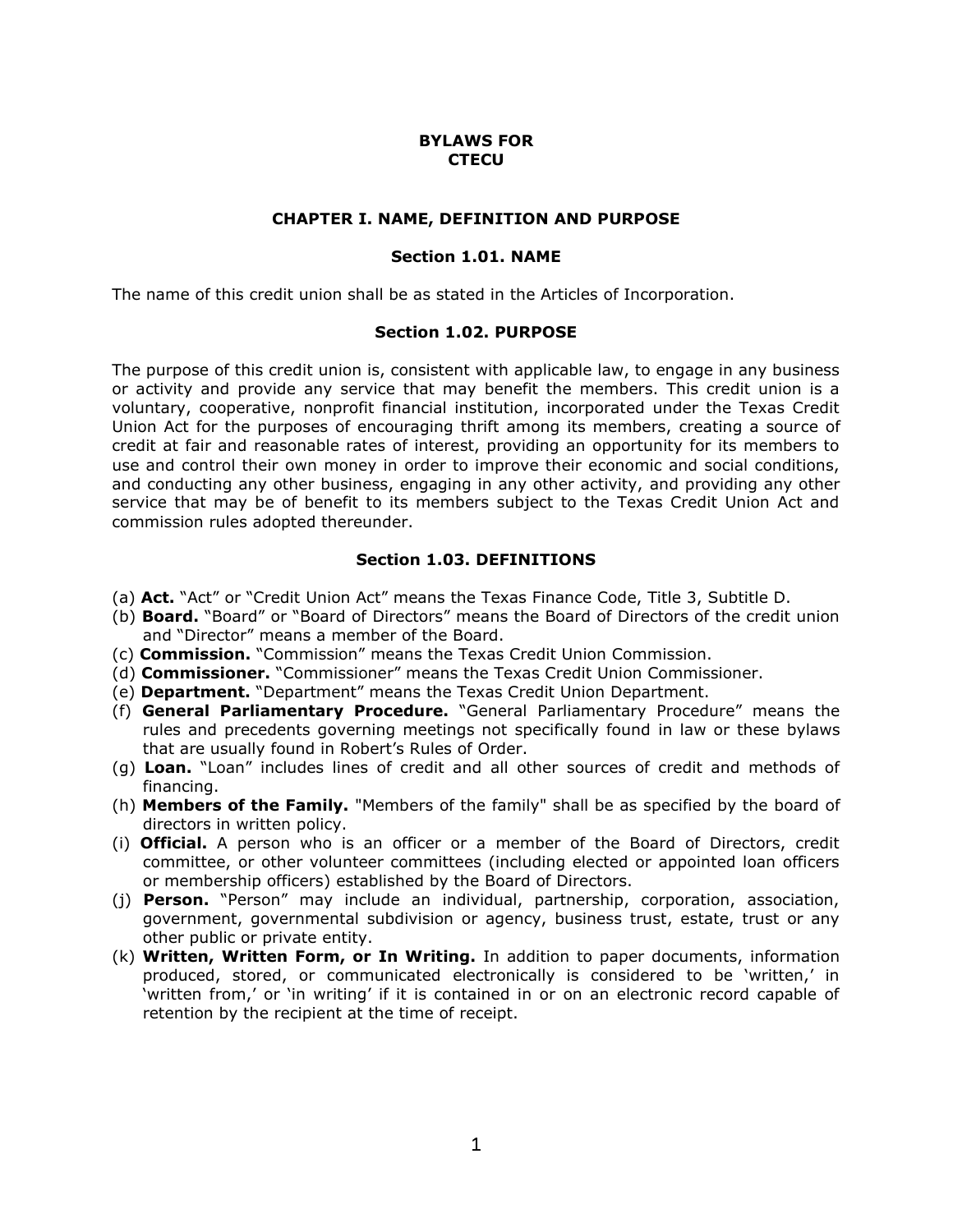# BYLAWS FOR CTECU

## CHAPTER I. NAME, DEFINITION AND PURPOSE

### Section 1.01. NAME

The name of this credit union shall be as stated in the Articles of Incorporation.

### Section 1.02. PURPOSE

The purpose of this credit union is, consistent with applicable law, to engage in any business or activity and provide any service that may benefit the members. This credit union is a voluntary, cooperative, nonprofit financial institution, incorporated under the Texas Credit Union Act for the purposes of encouraging thrift among its members, creating a source of credit at fair and reasonable rates of interest, providing an opportunity for its members to use and control their own money in order to improve their economic and social conditions, and conducting any other business, engaging in any other activity, and providing any other service that may be of benefit to its members subject to the Texas Credit Union Act and commission rules adopted thereunder.

### Section 1.03. DEFINITIONS

(a) **Act.** "Act" or "Credit Union Act" means the Texas Finance Code, Title 3, Subtitle D.

(b) **Board.** "Board" or "Board of Directors" means the Board of Directors of the credit union and "Director" means a member of the Board.

(c) **Commission.** "Commission" means the Texas Credit Union Commission.

(d) **Commissioner.** "Commissioner" means the Texas Credit Union Commissioner.

(e) **Department.** "Department" means the Texas Credit Union Department.

(f) **General Parliamentary Procedure.** "General Parliamentary Procedure" means the rules and precedents governing meetings not specifically found in law or these bylaws that are usually found in Robert's Rules of Order.

(g) **Loan.** "Loan" includes lines of credit and all other sources of credit and methods of financing.

(h) **Members of the Family.** "Members of the family" shall be as specified by the board of directors in written policy.

(i) **Official.** A person who is an officer or a member of the Board of Directors, credit committee, or other volunteer committees (including elected or appointed loan officers or membership officers) established by the Board of Directors.

(j) **Person.** "Person" may include an individual, partnership, corporation, association, government, governmental subdivision or agency, business trust, estate, trust or any other public or private entity.

(k) **Written, Written Form, or In Writing.** In addition to paper documents, information produced, stored, or communicated electronically is considered to be 'written,' in 'written from,' or 'in writing' if it is contained in or on an electronic record capable of retention by the recipient at the time of receipt.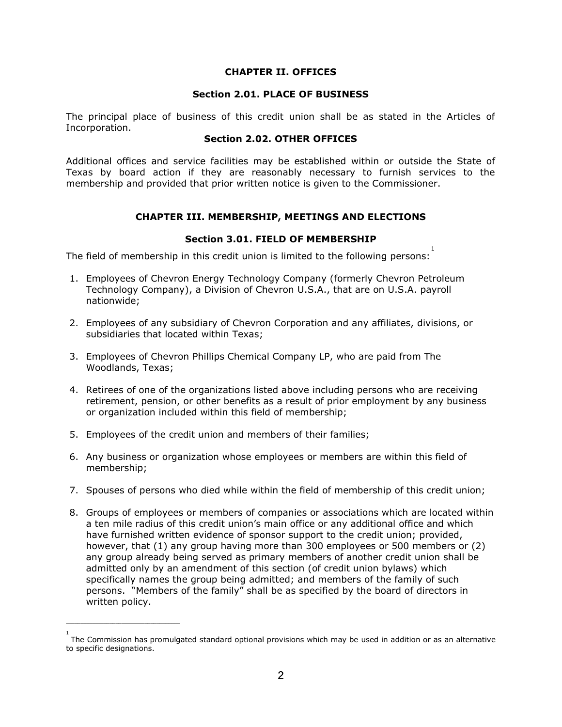## CHAPTER II. OFFICES

### Section 2.01. PLACE OF BUSINESS

The principal place of business of this credit union shall be as stated in the Articles of Incorporation.

### Section 2.02. OTHER OFFICES

Additional offices and service facilities may be established within or outside the State of Texas by board action if they are reasonably necessary to furnish services to the membership and provided that prior written notice is given to the Commissioner.

## CHAPTER III. MEMBERSHIP, MEETINGS AND ELECTIONS

### Section 3.01. FIELD OF MEMBERSHIP

The field of membership in this credit union is limited to the following persons:[1]

1. Employees of Chevron Energy Technology Company (formerly Chevron Petroleum Technology Company), a Division of Chevron U.S.A., that are on U.S.A. payroll nationwide;
2. Employees of any subsidiary of Chevron Corporation and any affiliates, divisions, or subsidiaries that located within Texas;
3. Employees of Chevron Phillips Chemical Company LP, who are paid from The Woodlands, Texas;
4. Retirees of one of the organizations listed above including persons who are receiving retirement, pension, or other benefits as a result of prior employment by any business or organization included within this field of membership;
5. Employees of the credit union and members of their families;
6. Any business or organization whose employees or members are within this field of membership;
7. Spouses of persons who died while within the field of membership of this credit union;
8. Groups of employees or members of companies or associations which are located within a ten mile radius of this credit union's main office or any additional office and which have furnished written evidence of sponsor support to the credit union; provided, however, that (1) any group having more than 300 employees or 500 members or (2) any group already being served as primary members of another credit union shall be admitted only by an amendment of this section (of credit union bylaws) which specifically names the group being admitted; and members of the family of such persons. "Members of the family" shall be as specified by the board of directors in written policy.

---

[1] The Commission has promulgated standard optional provisions which may be used in addition or as an alternative to specific designations.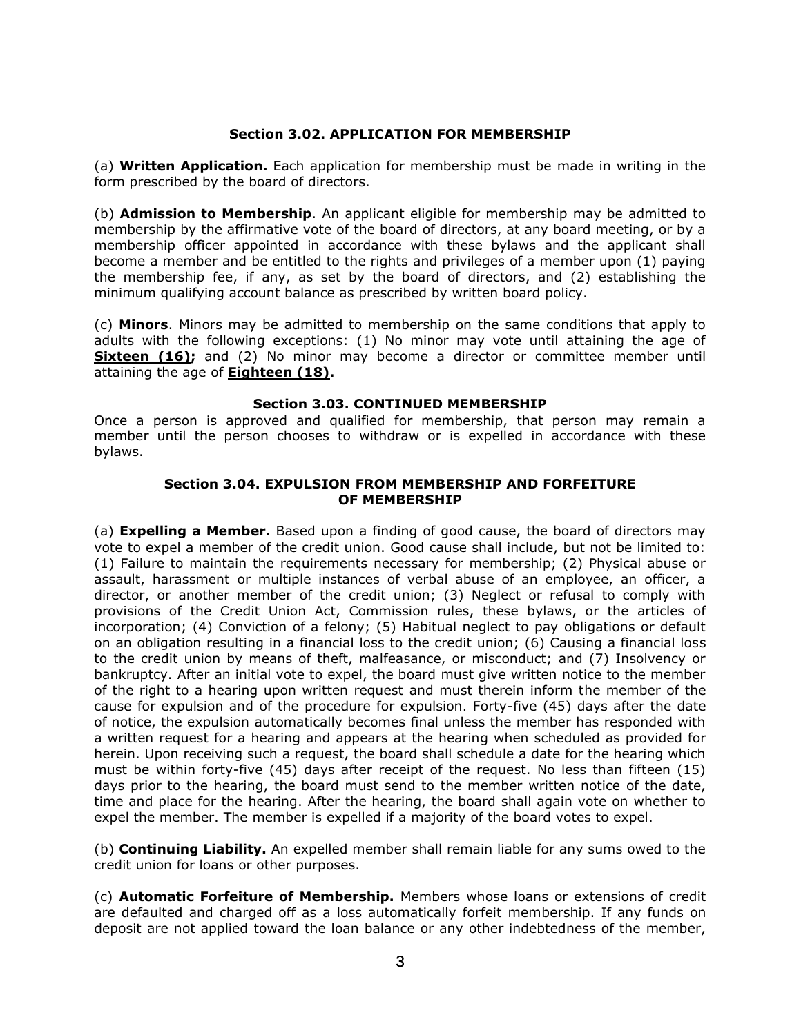### Section 3.02. APPLICATION FOR MEMBERSHIP

(a) **Written Application.** Each application for membership must be made in writing in the form prescribed by the board of directors.

(b) **Admission to Membership**. An applicant eligible for membership may be admitted to membership by the affirmative vote of the board of directors, at any board meeting, or by a membership officer appointed in accordance with these bylaws and the applicant shall become a member and be entitled to the rights and privileges of a member upon (1) paying the membership fee, if any, as set by the board of directors, and (2) establishing the minimum qualifying account balance as prescribed by written board policy.

(c) **Minors**. Minors may be admitted to membership on the same conditions that apply to adults with the following exceptions: (1) No minor may vote until attaining the age of **Sixteen (16);** and (2) No minor may become a director or committee member until attaining the age of **Eighteen (18).**

### Section 3.03. CONTINUED MEMBERSHIP

Once a person is approved and qualified for membership, that person may remain a member until the person chooses to withdraw or is expelled in accordance with these bylaws.

### Section 3.04. EXPULSION FROM MEMBERSHIP AND FORFEITURE OF MEMBERSHIP

(a) **Expelling a Member.** Based upon a finding of good cause, the board of directors may vote to expel a member of the credit union. Good cause shall include, but not be limited to: (1) Failure to maintain the requirements necessary for membership; (2) Physical abuse or assault, harassment or multiple instances of verbal abuse of an employee, an officer, a director, or another member of the credit union; (3) Neglect or refusal to comply with provisions of the Credit Union Act, Commission rules, these bylaws, or the articles of incorporation; (4) Conviction of a felony; (5) Habitual neglect to pay obligations or default on an obligation resulting in a financial loss to the credit union; (6) Causing a financial loss to the credit union by means of theft, malfeasance, or misconduct; and (7) Insolvency or bankruptcy. After an initial vote to expel, the board must give written notice to the member of the right to a hearing upon written request and must therein inform the member of the cause for expulsion and of the procedure for expulsion. Forty-five (45) days after the date of notice, the expulsion automatically becomes final unless the member has responded with a written request for a hearing and appears at the hearing when scheduled as provided for herein. Upon receiving such a request, the board shall schedule a date for the hearing which must be within forty-five (45) days after receipt of the request. No less than fifteen (15) days prior to the hearing, the board must send to the member written notice of the date, time and place for the hearing. After the hearing, the board shall again vote on whether to expel the member. The member is expelled if a majority of the board votes to expel.

(b) **Continuing Liability.** An expelled member shall remain liable for any sums owed to the credit union for loans or other purposes.

(c) **Automatic Forfeiture of Membership.** Members whose loans or extensions of credit are defaulted and charged off as a loss automatically forfeit membership. If any funds on deposit are not applied toward the loan balance or any other indebtedness of the member,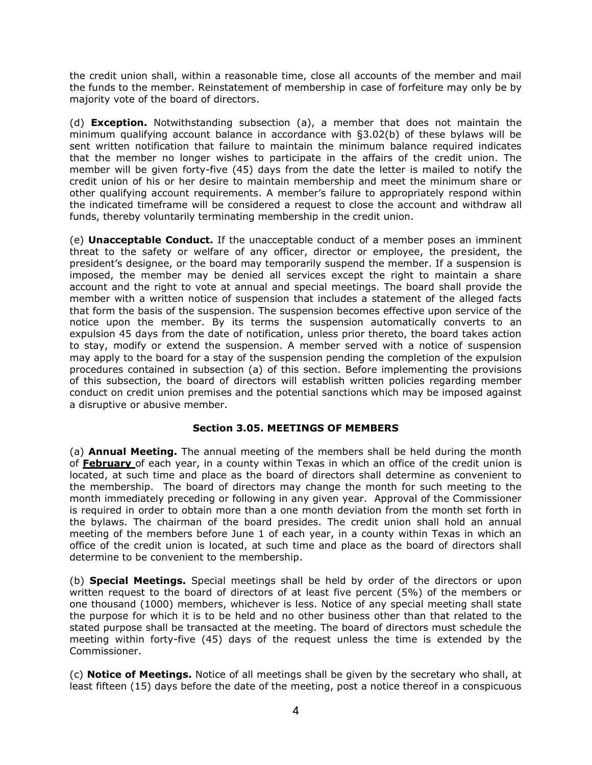the credit union shall, within a reasonable time, close all accounts of the member and mail the funds to the member. Reinstatement of membership in case of forfeiture may only be by majority vote of the board of directors.

(d) **Exception.** Notwithstanding subsection (a), a member that does not maintain the minimum qualifying account balance in accordance with §3.02(b) of these bylaws will be sent written notification that failure to maintain the minimum balance required indicates that the member no longer wishes to participate in the affairs of the credit union. The member will be given forty-five (45) days from the date the letter is mailed to notify the credit union of his or her desire to maintain membership and meet the minimum share or other qualifying account requirements. A member's failure to appropriately respond within the indicated timeframe will be considered a request to close the account and withdraw all funds, thereby voluntarily terminating membership in the credit union.

(e) **Unacceptable Conduct.** If the unacceptable conduct of a member poses an imminent threat to the safety or welfare of any officer, director or employee, the president, the president's designee, or the board may temporarily suspend the member. If a suspension is imposed, the member may be denied all services except the right to maintain a share account and the right to vote at annual and special meetings. The board shall provide the member with a written notice of suspension that includes a statement of the alleged facts that form the basis of the suspension. The suspension becomes effective upon service of the notice upon the member. By its terms the suspension automatically converts to an expulsion 45 days from the date of notification, unless prior thereto, the board takes action to stay, modify or extend the suspension. A member served with a notice of suspension may apply to the board for a stay of the suspension pending the completion of the expulsion procedures contained in subsection (a) of this section. Before implementing the provisions of this subsection, the board of directors will establish written policies regarding member conduct on credit union premises and the potential sanctions which may be imposed against a disruptive or abusive member.

### Section 3.05. MEETINGS OF MEMBERS

(a) **Annual Meeting.** The annual meeting of the members shall be held during the month of **February** of each year, in a county within Texas in which an office of the credit union is located, at such time and place as the board of directors shall determine as convenient to the membership. The board of directors may change the month for such meeting to the month immediately preceding or following in any given year. Approval of the Commissioner is required in order to obtain more than a one month deviation from the month set forth in the bylaws. The chairman of the board presides. The credit union shall hold an annual meeting of the members before June 1 of each year, in a county within Texas in which an office of the credit union is located, at such time and place as the board of directors shall determine to be convenient to the membership.

(b) **Special Meetings.** Special meetings shall be held by order of the directors or upon written request to the board of directors of at least five percent (5%) of the members or one thousand (1000) members, whichever is less. Notice of any special meeting shall state the purpose for which it is to be held and no other business other than that related to the stated purpose shall be transacted at the meeting. The board of directors must schedule the meeting within forty-five (45) days of the request unless the time is extended by the Commissioner.

(c) **Notice of Meetings.** Notice of all meetings shall be given by the secretary who shall, at least fifteen (15) days before the date of the meeting, post a notice thereof in a conspicuous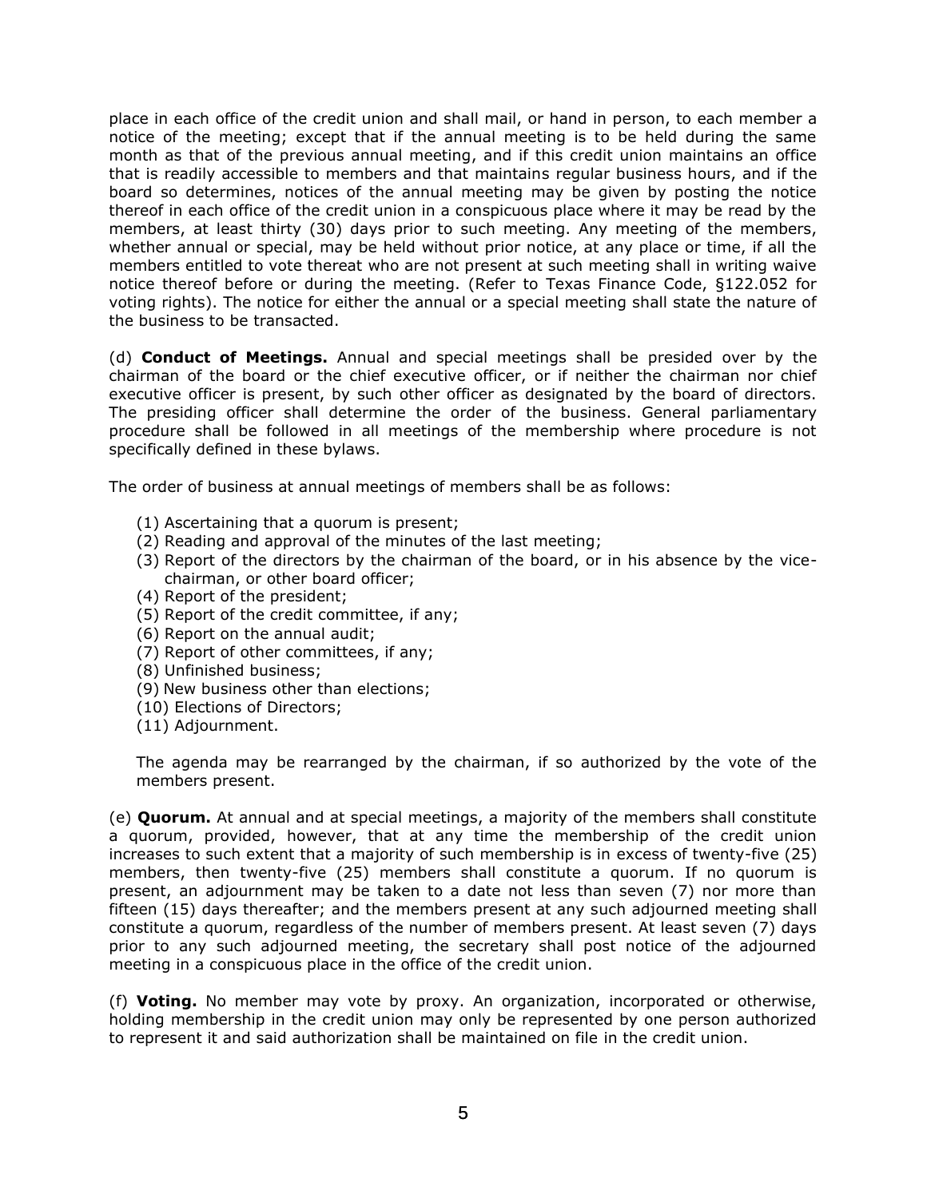place in each office of the credit union and shall mail, or hand in person, to each member a notice of the meeting; except that if the annual meeting is to be held during the same month as that of the previous annual meeting, and if this credit union maintains an office that is readily accessible to members and that maintains regular business hours, and if the board so determines, notices of the annual meeting may be given by posting the notice thereof in each office of the credit union in a conspicuous place where it may be read by the members, at least thirty (30) days prior to such meeting. Any meeting of the members, whether annual or special, may be held without prior notice, at any place or time, if all the members entitled to vote thereat who are not present at such meeting shall in writing waive notice thereof before or during the meeting. (Refer to Texas Finance Code, §122.052 for voting rights). The notice for either the annual or a special meeting shall state the nature of the business to be transacted.

(d) **Conduct of Meetings.** Annual and special meetings shall be presided over by the chairman of the board or the chief executive officer, or if neither the chairman nor chief executive officer is present, by such other officer as designated by the board of directors. The presiding officer shall determine the order of the business. General parliamentary procedure shall be followed in all meetings of the membership where procedure is not specifically defined in these bylaws.

The order of business at annual meetings of members shall be as follows:

(1) Ascertaining that a quorum is present;
(2) Reading and approval of the minutes of the last meeting;
(3) Report of the directors by the chairman of the board, or in his absence by the vice-chairman, or other board officer;
(4) Report of the president;
(5) Report of the credit committee, if any;
(6) Report on the annual audit;
(7) Report of other committees, if any;
(8) Unfinished business;
(9) New business other than elections;
(10) Elections of Directors;
(11) Adjournment.

The agenda may be rearranged by the chairman, if so authorized by the vote of the members present.

(e) **Quorum.** At annual and at special meetings, a majority of the members shall constitute a quorum, provided, however, that at any time the membership of the credit union increases to such extent that a majority of such membership is in excess of twenty-five (25) members, then twenty-five (25) members shall constitute a quorum. If no quorum is present, an adjournment may be taken to a date not less than seven (7) nor more than fifteen (15) days thereafter; and the members present at any such adjourned meeting shall constitute a quorum, regardless of the number of members present. At least seven (7) days prior to any such adjourned meeting, the secretary shall post notice of the adjourned meeting in a conspicuous place in the office of the credit union.

(f) **Voting.** No member may vote by proxy. An organization, incorporated or otherwise, holding membership in the credit union may only be represented by one person authorized to represent it and said authorization shall be maintained on file in the credit union.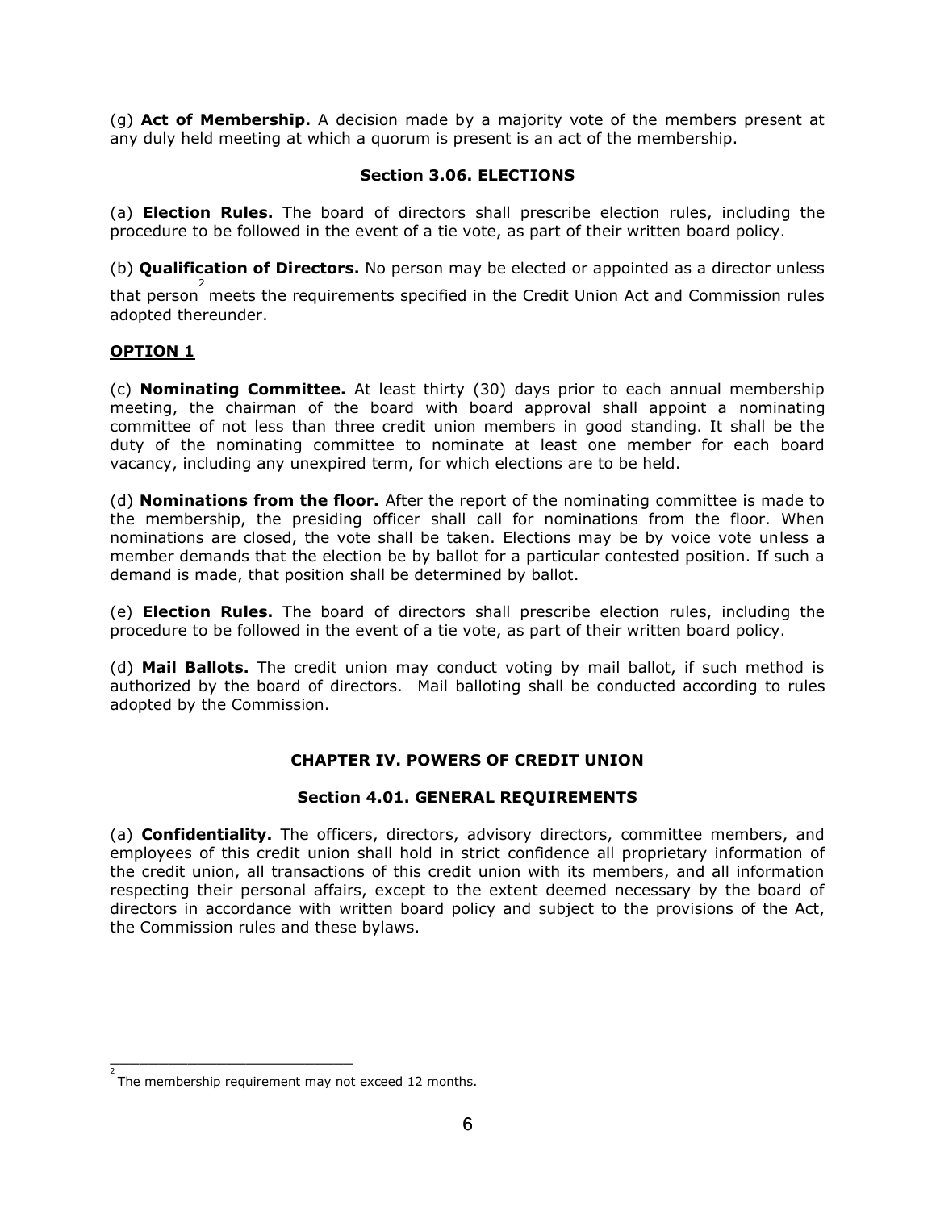(g) **Act of Membership.** A decision made by a majority vote of the members present at any duly held meeting at which a quorum is present is an act of the membership.

### Section 3.06. ELECTIONS

(a) **Election Rules.** The board of directors shall prescribe election rules, including the procedure to be followed in the event of a tie vote, as part of their written board policy.

(b) **Qualification of Directors.** No person may be elected or appointed as a director unless that person[2] meets the requirements specified in the Credit Union Act and Commission rules adopted thereunder.

**OPTION 1**

(c) **Nominating Committee.** At least thirty (30) days prior to each annual membership meeting, the chairman of the board with board approval shall appoint a nominating committee of not less than three credit union members in good standing. It shall be the duty of the nominating committee to nominate at least one member for each board vacancy, including any unexpired term, for which elections are to be held.

(d) **Nominations from the floor.** After the report of the nominating committee is made to the membership, the presiding officer shall call for nominations from the floor. When nominations are closed, the vote shall be taken. Elections may be by voice vote unless a member demands that the election be by ballot for a particular contested position. If such a demand is made, that position shall be determined by ballot.

(e) **Election Rules.** The board of directors shall prescribe election rules, including the procedure to be followed in the event of a tie vote, as part of their written board policy.

(d) **Mail Ballots.** The credit union may conduct voting by mail ballot, if such method is authorized by the board of directors. Mail balloting shall be conducted according to rules adopted by the Commission.

## CHAPTER IV. POWERS OF CREDIT UNION

### Section 4.01. GENERAL REQUIREMENTS

(a) **Confidentiality.** The officers, directors, advisory directors, committee members, and employees of this credit union shall hold in strict confidence all proprietary information of the credit union, all transactions of this credit union with its members, and all information respecting their personal affairs, except to the extent deemed necessary by the board of directors in accordance with written board policy and subject to the provisions of the Act, the Commission rules and these bylaws.

---

[2] The membership requirement may not exceed 12 months.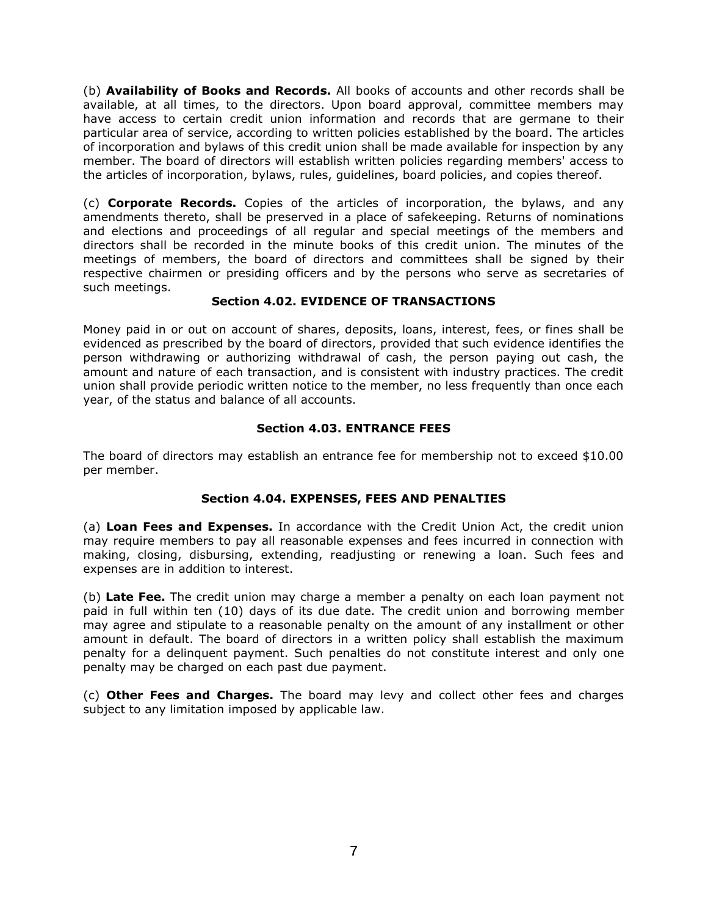(b) **Availability of Books and Records.** All books of accounts and other records shall be available, at all times, to the directors. Upon board approval, committee members may have access to certain credit union information and records that are germane to their particular area of service, according to written policies established by the board. The articles of incorporation and bylaws of this credit union shall be made available for inspection by any member. The board of directors will establish written policies regarding members' access to the articles of incorporation, bylaws, rules, guidelines, board policies, and copies thereof.

(c) **Corporate Records.** Copies of the articles of incorporation, the bylaws, and any amendments thereto, shall be preserved in a place of safekeeping. Returns of nominations and elections and proceedings of all regular and special meetings of the members and directors shall be recorded in the minute books of this credit union. The minutes of the meetings of members, the board of directors and committees shall be signed by their respective chairmen or presiding officers and by the persons who serve as secretaries of such meetings.

### Section 4.02. EVIDENCE OF TRANSACTIONS

Money paid in or out on account of shares, deposits, loans, interest, fees, or fines shall be evidenced as prescribed by the board of directors, provided that such evidence identifies the person withdrawing or authorizing withdrawal of cash, the person paying out cash, the amount and nature of each transaction, and is consistent with industry practices. The credit union shall provide periodic written notice to the member, no less frequently than once each year, of the status and balance of all accounts.

### Section 4.03. ENTRANCE FEES

The board of directors may establish an entrance fee for membership not to exceed $10.00 per member.

### Section 4.04. EXPENSES, FEES AND PENALTIES

(a) **Loan Fees and Expenses.** In accordance with the Credit Union Act, the credit union may require members to pay all reasonable expenses and fees incurred in connection with making, closing, disbursing, extending, readjusting or renewing a loan. Such fees and expenses are in addition to interest.

(b) **Late Fee.** The credit union may charge a member a penalty on each loan payment not paid in full within ten (10) days of its due date. The credit union and borrowing member may agree and stipulate to a reasonable penalty on the amount of any installment or other amount in default. The board of directors in a written policy shall establish the maximum penalty for a delinquent payment. Such penalties do not constitute interest and only one penalty may be charged on each past due payment.

(c) **Other Fees and Charges.** The board may levy and collect other fees and charges subject to any limitation imposed by applicable law.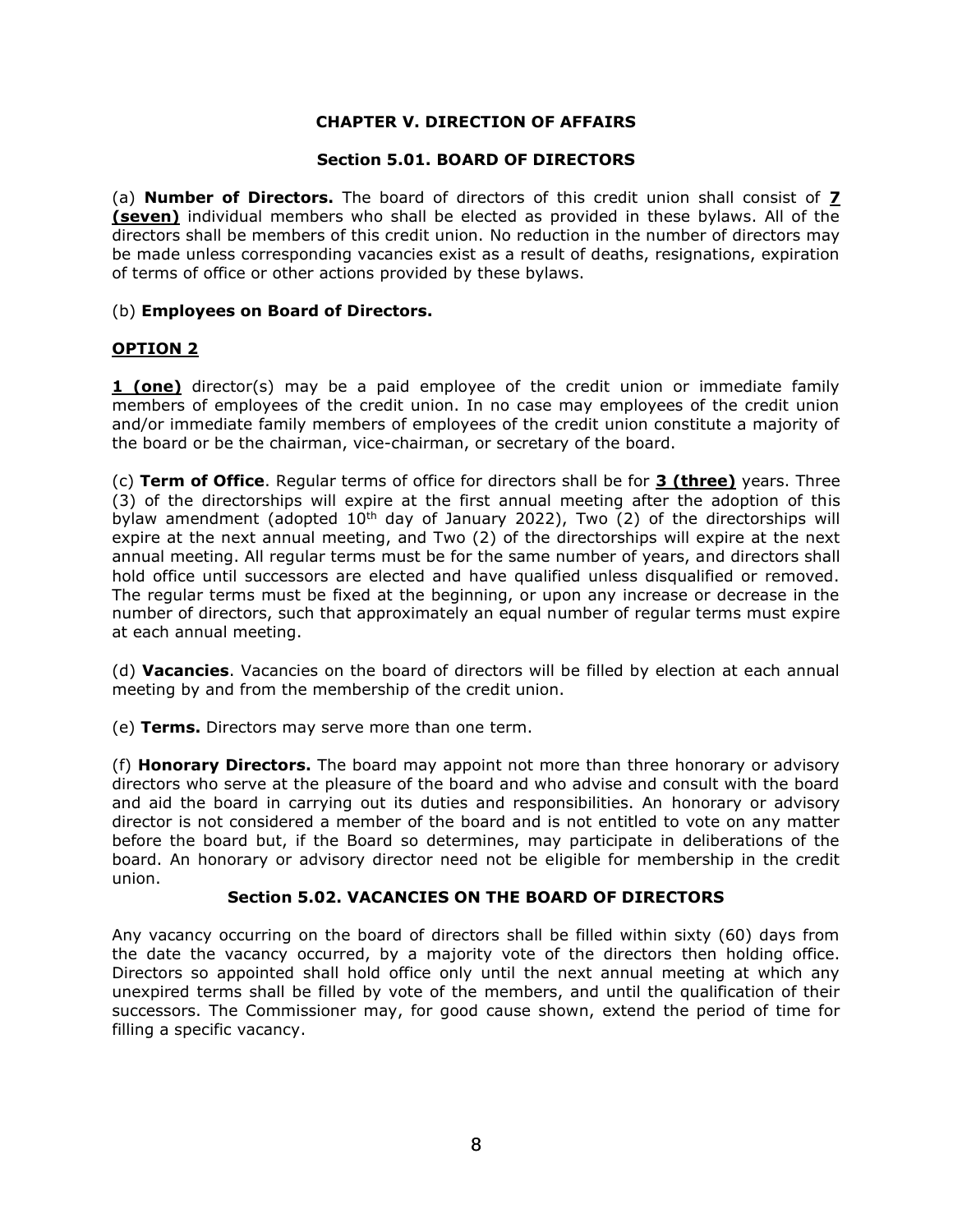## CHAPTER V. DIRECTION OF AFFAIRS

### Section 5.01. BOARD OF DIRECTORS

(a) **Number of Directors.** The board of directors of this credit union shall consist of **7 (seven)** individual members who shall be elected as provided in these bylaws. All of the directors shall be members of this credit union. No reduction in the number of directors may be made unless corresponding vacancies exist as a result of deaths, resignations, expiration of terms of office or other actions provided by these bylaws.

(b) **Employees on Board of Directors.**

**OPTION 2**

**1 (one)** director(s) may be a paid employee of the credit union or immediate family members of employees of the credit union. In no case may employees of the credit union and/or immediate family members of employees of the credit union constitute a majority of the board or be the chairman, vice-chairman, or secretary of the board.

(c) **Term of Office**. Regular terms of office for directors shall be for **3 (three)** years. Three (3) of the directorships will expire at the first annual meeting after the adoption of this bylaw amendment (adopted 10th day of January 2022), Two (2) of the directorships will expire at the next annual meeting, and Two (2) of the directorships will expire at the next annual meeting. All regular terms must be for the same number of years, and directors shall hold office until successors are elected and have qualified unless disqualified or removed. The regular terms must be fixed at the beginning, or upon any increase or decrease in the number of directors, such that approximately an equal number of regular terms must expire at each annual meeting.

(d) **Vacancies**. Vacancies on the board of directors will be filled by election at each annual meeting by and from the membership of the credit union.

(e) **Terms.** Directors may serve more than one term.

(f) **Honorary Directors.** The board may appoint not more than three honorary or advisory directors who serve at the pleasure of the board and who advise and consult with the board and aid the board in carrying out its duties and responsibilities. An honorary or advisory director is not considered a member of the board and is not entitled to vote on any matter before the board but, if the Board so determines, may participate in deliberations of the board. An honorary or advisory director need not be eligible for membership in the credit union.

### Section 5.02. VACANCIES ON THE BOARD OF DIRECTORS

Any vacancy occurring on the board of directors shall be filled within sixty (60) days from the date the vacancy occurred, by a majority vote of the directors then holding office. Directors so appointed shall hold office only until the next annual meeting at which any unexpired terms shall be filled by vote of the members, and until the qualification of their successors. The Commissioner may, for good cause shown, extend the period of time for filling a specific vacancy.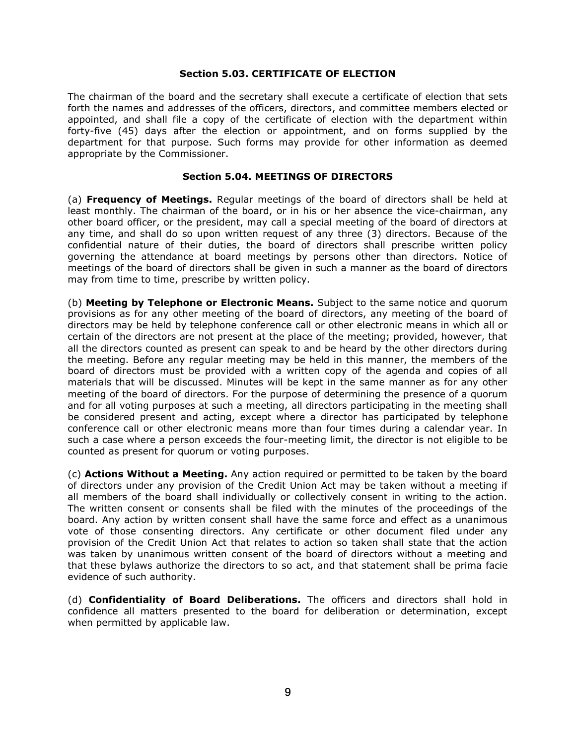### Section 5.03. CERTIFICATE OF ELECTION

The chairman of the board and the secretary shall execute a certificate of election that sets forth the names and addresses of the officers, directors, and committee members elected or appointed, and shall file a copy of the certificate of election with the department within forty-five (45) days after the election or appointment, and on forms supplied by the department for that purpose. Such forms may provide for other information as deemed appropriate by the Commissioner.

### Section 5.04. MEETINGS OF DIRECTORS

(a) **Frequency of Meetings.** Regular meetings of the board of directors shall be held at least monthly. The chairman of the board, or in his or her absence the vice-chairman, any other board officer, or the president, may call a special meeting of the board of directors at any time, and shall do so upon written request of any three (3) directors. Because of the confidential nature of their duties, the board of directors shall prescribe written policy governing the attendance at board meetings by persons other than directors. Notice of meetings of the board of directors shall be given in such a manner as the board of directors may from time to time, prescribe by written policy.

(b) **Meeting by Telephone or Electronic Means.** Subject to the same notice and quorum provisions as for any other meeting of the board of directors, any meeting of the board of directors may be held by telephone conference call or other electronic means in which all or certain of the directors are not present at the place of the meeting; provided, however, that all the directors counted as present can speak to and be heard by the other directors during the meeting. Before any regular meeting may be held in this manner, the members of the board of directors must be provided with a written copy of the agenda and copies of all materials that will be discussed. Minutes will be kept in the same manner as for any other meeting of the board of directors. For the purpose of determining the presence of a quorum and for all voting purposes at such a meeting, all directors participating in the meeting shall be considered present and acting, except where a director has participated by telephone conference call or other electronic means more than four times during a calendar year. In such a case where a person exceeds the four-meeting limit, the director is not eligible to be counted as present for quorum or voting purposes.

(c) **Actions Without a Meeting.** Any action required or permitted to be taken by the board of directors under any provision of the Credit Union Act may be taken without a meeting if all members of the board shall individually or collectively consent in writing to the action. The written consent or consents shall be filed with the minutes of the proceedings of the board. Any action by written consent shall have the same force and effect as a unanimous vote of those consenting directors. Any certificate or other document filed under any provision of the Credit Union Act that relates to action so taken shall state that the action was taken by unanimous written consent of the board of directors without a meeting and that these bylaws authorize the directors to so act, and that statement shall be prima facie evidence of such authority.

(d) **Confidentiality of Board Deliberations.** The officers and directors shall hold in confidence all matters presented to the board for deliberation or determination, except when permitted by applicable law.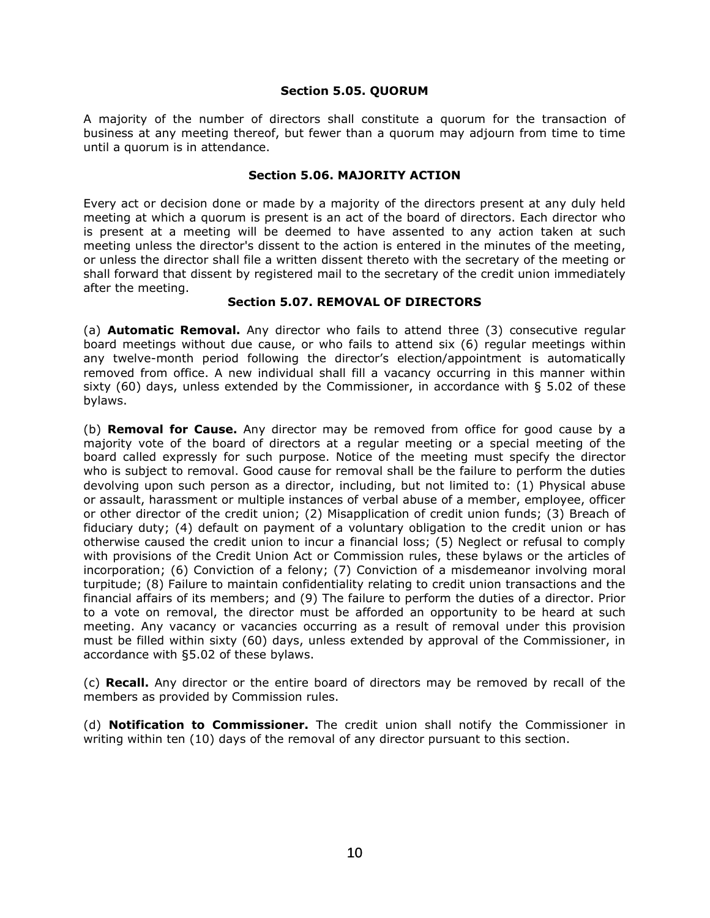### Section 5.05. QUORUM

A majority of the number of directors shall constitute a quorum for the transaction of business at any meeting thereof, but fewer than a quorum may adjourn from time to time until a quorum is in attendance.

### Section 5.06. MAJORITY ACTION

Every act or decision done or made by a majority of the directors present at any duly held meeting at which a quorum is present is an act of the board of directors. Each director who is present at a meeting will be deemed to have assented to any action taken at such meeting unless the director's dissent to the action is entered in the minutes of the meeting, or unless the director shall file a written dissent thereto with the secretary of the meeting or shall forward that dissent by registered mail to the secretary of the credit union immediately after the meeting.

### Section 5.07. REMOVAL OF DIRECTORS

(a) **Automatic Removal.** Any director who fails to attend three (3) consecutive regular board meetings without due cause, or who fails to attend six (6) regular meetings within any twelve-month period following the director's election/appointment is automatically removed from office. A new individual shall fill a vacancy occurring in this manner within sixty (60) days, unless extended by the Commissioner, in accordance with § 5.02 of these bylaws.

(b) **Removal for Cause.** Any director may be removed from office for good cause by a majority vote of the board of directors at a regular meeting or a special meeting of the board called expressly for such purpose. Notice of the meeting must specify the director who is subject to removal. Good cause for removal shall be the failure to perform the duties devolving upon such person as a director, including, but not limited to: (1) Physical abuse or assault, harassment or multiple instances of verbal abuse of a member, employee, officer or other director of the credit union; (2) Misapplication of credit union funds; (3) Breach of fiduciary duty; (4) default on payment of a voluntary obligation to the credit union or has otherwise caused the credit union to incur a financial loss; (5) Neglect or refusal to comply with provisions of the Credit Union Act or Commission rules, these bylaws or the articles of incorporation; (6) Conviction of a felony; (7) Conviction of a misdemeanor involving moral turpitude; (8) Failure to maintain confidentiality relating to credit union transactions and the financial affairs of its members; and (9) The failure to perform the duties of a director. Prior to a vote on removal, the director must be afforded an opportunity to be heard at such meeting. Any vacancy or vacancies occurring as a result of removal under this provision must be filled within sixty (60) days, unless extended by approval of the Commissioner, in accordance with §5.02 of these bylaws.

(c) **Recall.** Any director or the entire board of directors may be removed by recall of the members as provided by Commission rules.

(d) **Notification to Commissioner.** The credit union shall notify the Commissioner in writing within ten (10) days of the removal of any director pursuant to this section.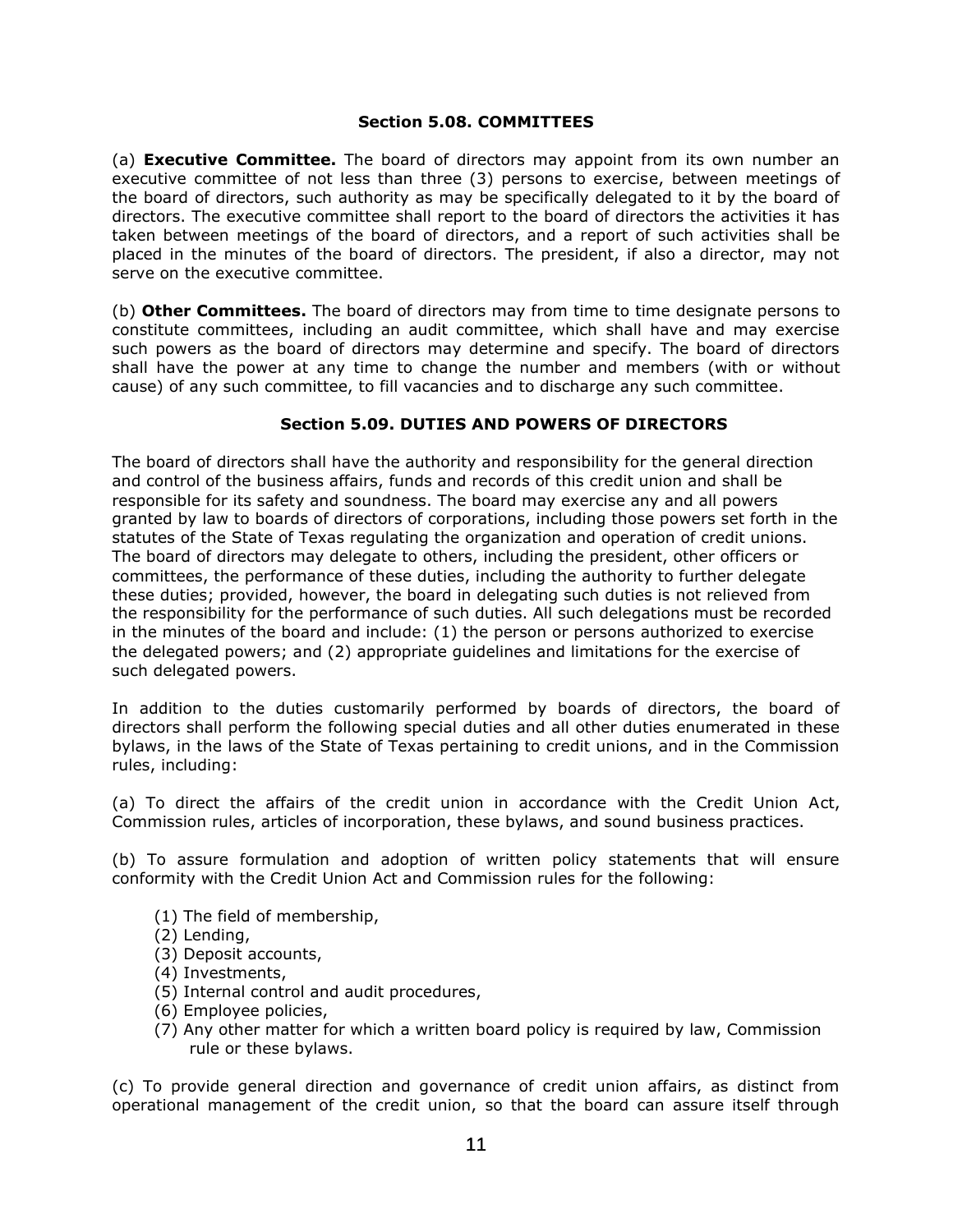### Section 5.08. COMMITTEES

(a) **Executive Committee.** The board of directors may appoint from its own number an executive committee of not less than three (3) persons to exercise, between meetings of the board of directors, such authority as may be specifically delegated to it by the board of directors. The executive committee shall report to the board of directors the activities it has taken between meetings of the board of directors, and a report of such activities shall be placed in the minutes of the board of directors. The president, if also a director, may not serve on the executive committee.

(b) **Other Committees.** The board of directors may from time to time designate persons to constitute committees, including an audit committee, which shall have and may exercise such powers as the board of directors may determine and specify. The board of directors shall have the power at any time to change the number and members (with or without cause) of any such committee, to fill vacancies and to discharge any such committee.

### Section 5.09. DUTIES AND POWERS OF DIRECTORS

The board of directors shall have the authority and responsibility for the general direction and control of the business affairs, funds and records of this credit union and shall be responsible for its safety and soundness. The board may exercise any and all powers granted by law to boards of directors of corporations, including those powers set forth in the statutes of the State of Texas regulating the organization and operation of credit unions. The board of directors may delegate to others, including the president, other officers or committees, the performance of these duties, including the authority to further delegate these duties; provided, however, the board in delegating such duties is not relieved from the responsibility for the performance of such duties. All such delegations must be recorded in the minutes of the board and include: (1) the person or persons authorized to exercise the delegated powers; and (2) appropriate guidelines and limitations for the exercise of such delegated powers.

In addition to the duties customarily performed by boards of directors, the board of directors shall perform the following special duties and all other duties enumerated in these bylaws, in the laws of the State of Texas pertaining to credit unions, and in the Commission rules, including:

(a) To direct the affairs of the credit union in accordance with the Credit Union Act, Commission rules, articles of incorporation, these bylaws, and sound business practices.

(b) To assure formulation and adoption of written policy statements that will ensure conformity with the Credit Union Act and Commission rules for the following:

- (1) The field of membership,
- (2) Lending,
- (3) Deposit accounts,
- (4) Investments,
- (5) Internal control and audit procedures,
- (6) Employee policies,
- (7) Any other matter for which a written board policy is required by law, Commission rule or these bylaws.

(c) To provide general direction and governance of credit union affairs, as distinct from operational management of the credit union, so that the board can assure itself through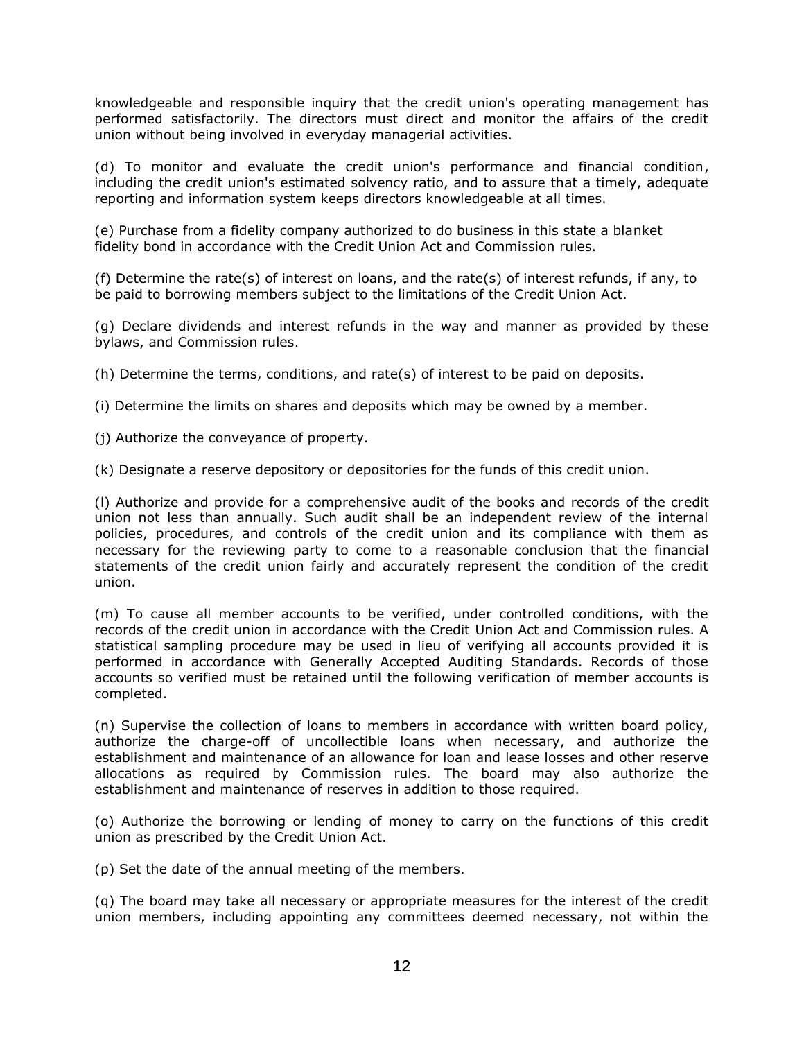knowledgeable and responsible inquiry that the credit union's operating management has performed satisfactorily. The directors must direct and monitor the affairs of the credit union without being involved in everyday managerial activities.

(d) To monitor and evaluate the credit union's performance and financial condition, including the credit union's estimated solvency ratio, and to assure that a timely, adequate reporting and information system keeps directors knowledgeable at all times.

(e) Purchase from a fidelity company authorized to do business in this state a blanket fidelity bond in accordance with the Credit Union Act and Commission rules.

(f) Determine the rate(s) of interest on loans, and the rate(s) of interest refunds, if any, to be paid to borrowing members subject to the limitations of the Credit Union Act.

(g) Declare dividends and interest refunds in the way and manner as provided by these bylaws, and Commission rules.

(h) Determine the terms, conditions, and rate(s) of interest to be paid on deposits.

(i) Determine the limits on shares and deposits which may be owned by a member.

(j) Authorize the conveyance of property.

(k) Designate a reserve depository or depositories for the funds of this credit union.

(l) Authorize and provide for a comprehensive audit of the books and records of the credit union not less than annually. Such audit shall be an independent review of the internal policies, procedures, and controls of the credit union and its compliance with them as necessary for the reviewing party to come to a reasonable conclusion that the financial statements of the credit union fairly and accurately represent the condition of the credit union.

(m) To cause all member accounts to be verified, under controlled conditions, with the records of the credit union in accordance with the Credit Union Act and Commission rules. A statistical sampling procedure may be used in lieu of verifying all accounts provided it is performed in accordance with Generally Accepted Auditing Standards. Records of those accounts so verified must be retained until the following verification of member accounts is completed.

(n) Supervise the collection of loans to members in accordance with written board policy, authorize the charge-off of uncollectible loans when necessary, and authorize the establishment and maintenance of an allowance for loan and lease losses and other reserve allocations as required by Commission rules. The board may also authorize the establishment and maintenance of reserves in addition to those required.

(o) Authorize the borrowing or lending of money to carry on the functions of this credit union as prescribed by the Credit Union Act.

(p) Set the date of the annual meeting of the members.

(q) The board may take all necessary or appropriate measures for the interest of the credit union members, including appointing any committees deemed necessary, not within the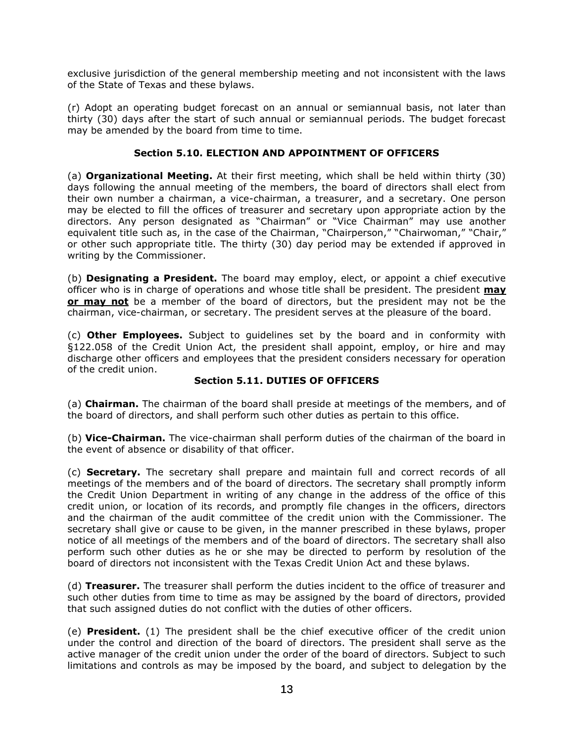exclusive jurisdiction of the general membership meeting and not inconsistent with the laws of the State of Texas and these bylaws.

(r) Adopt an operating budget forecast on an annual or semiannual basis, not later than thirty (30) days after the start of such annual or semiannual periods. The budget forecast may be amended by the board from time to time.

### Section 5.10. ELECTION AND APPOINTMENT OF OFFICERS

(a) **Organizational Meeting.** At their first meeting, which shall be held within thirty (30) days following the annual meeting of the members, the board of directors shall elect from their own number a chairman, a vice-chairman, a treasurer, and a secretary. One person may be elected to fill the offices of treasurer and secretary upon appropriate action by the directors. Any person designated as "Chairman" or "Vice Chairman" may use another equivalent title such as, in the case of the Chairman, "Chairperson," "Chairwoman," "Chair," or other such appropriate title. The thirty (30) day period may be extended if approved in writing by the Commissioner.

(b) **Designating a President.** The board may employ, elect, or appoint a chief executive officer who is in charge of operations and whose title shall be president. The president <u>**may or may not**</u> be a member of the board of directors, but the president may not be the chairman, vice-chairman, or secretary. The president serves at the pleasure of the board.

(c) **Other Employees.** Subject to guidelines set by the board and in conformity with §122.058 of the Credit Union Act, the president shall appoint, employ, or hire and may discharge other officers and employees that the president considers necessary for operation of the credit union.

### Section 5.11. DUTIES OF OFFICERS

(a) **Chairman.** The chairman of the board shall preside at meetings of the members, and of the board of directors, and shall perform such other duties as pertain to this office.

(b) **Vice-Chairman.** The vice-chairman shall perform duties of the chairman of the board in the event of absence or disability of that officer.

(c) **Secretary.** The secretary shall prepare and maintain full and correct records of all meetings of the members and of the board of directors. The secretary shall promptly inform the Credit Union Department in writing of any change in the address of the office of this credit union, or location of its records, and promptly file changes in the officers, directors and the chairman of the audit committee of the credit union with the Commissioner. The secretary shall give or cause to be given, in the manner prescribed in these bylaws, proper notice of all meetings of the members and of the board of directors. The secretary shall also perform such other duties as he or she may be directed to perform by resolution of the board of directors not inconsistent with the Texas Credit Union Act and these bylaws.

(d) **Treasurer.** The treasurer shall perform the duties incident to the office of treasurer and such other duties from time to time as may be assigned by the board of directors, provided that such assigned duties do not conflict with the duties of other officers.

(e) **President.** (1) The president shall be the chief executive officer of the credit union under the control and direction of the board of directors. The president shall serve as the active manager of the credit union under the order of the board of directors. Subject to such limitations and controls as may be imposed by the board, and subject to delegation by the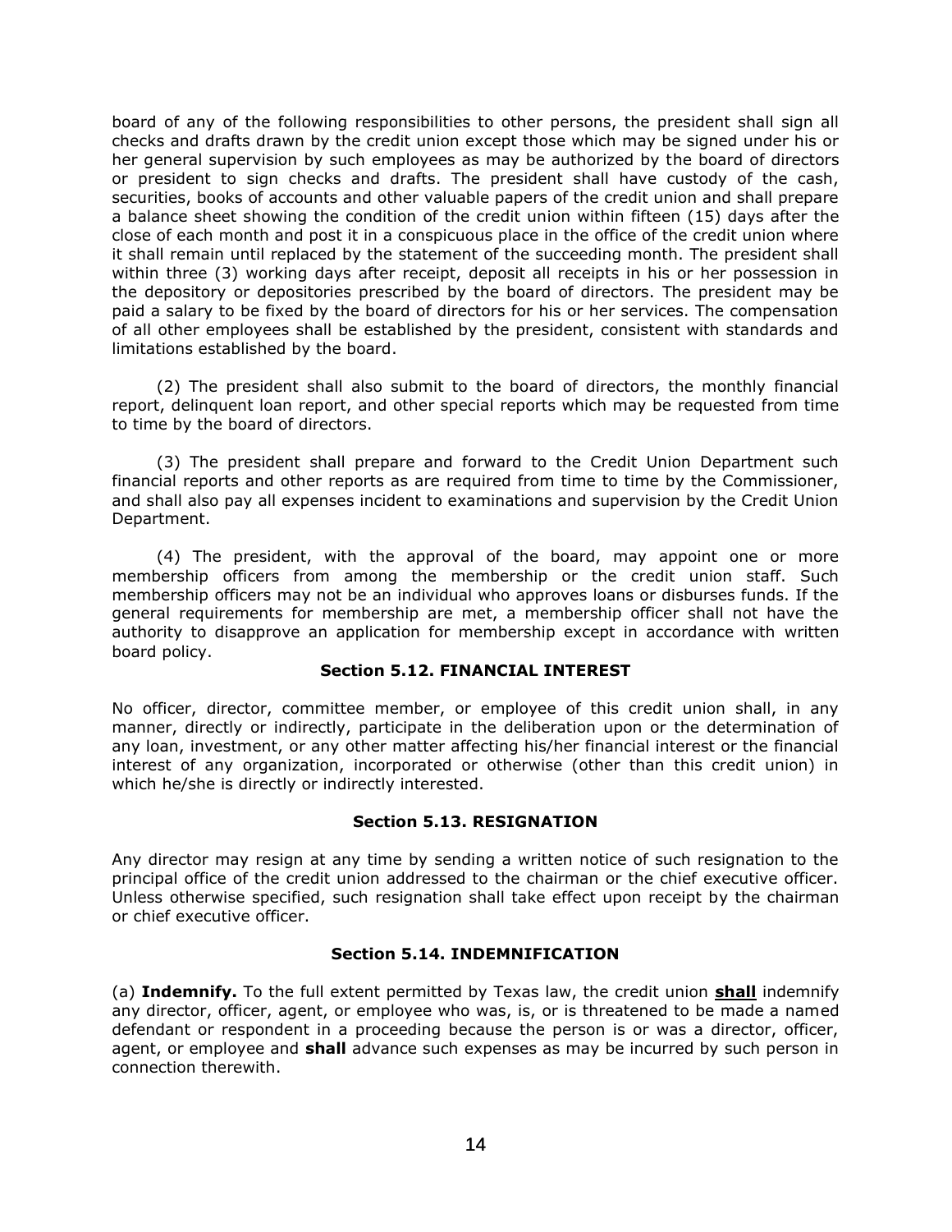board of any of the following responsibilities to other persons, the president shall sign all checks and drafts drawn by the credit union except those which may be signed under his or her general supervision by such employees as may be authorized by the board of directors or president to sign checks and drafts. The president shall have custody of the cash, securities, books of accounts and other valuable papers of the credit union and shall prepare a balance sheet showing the condition of the credit union within fifteen (15) days after the close of each month and post it in a conspicuous place in the office of the credit union where it shall remain until replaced by the statement of the succeeding month. The president shall within three (3) working days after receipt, deposit all receipts in his or her possession in the depository or depositories prescribed by the board of directors. The president may be paid a salary to be fixed by the board of directors for his or her services. The compensation of all other employees shall be established by the president, consistent with standards and limitations established by the board.

(2) The president shall also submit to the board of directors, the monthly financial report, delinquent loan report, and other special reports which may be requested from time to time by the board of directors.

(3) The president shall prepare and forward to the Credit Union Department such financial reports and other reports as are required from time to time by the Commissioner, and shall also pay all expenses incident to examinations and supervision by the Credit Union Department.

(4) The president, with the approval of the board, may appoint one or more membership officers from among the membership or the credit union staff. Such membership officers may not be an individual who approves loans or disburses funds. If the general requirements for membership are met, a membership officer shall not have the authority to disapprove an application for membership except in accordance with written board policy.

### Section 5.12. FINANCIAL INTEREST

No officer, director, committee member, or employee of this credit union shall, in any manner, directly or indirectly, participate in the deliberation upon or the determination of any loan, investment, or any other matter affecting his/her financial interest or the financial interest of any organization, incorporated or otherwise (other than this credit union) in which he/she is directly or indirectly interested.

### Section 5.13. RESIGNATION

Any director may resign at any time by sending a written notice of such resignation to the principal office of the credit union addressed to the chairman or the chief executive officer. Unless otherwise specified, such resignation shall take effect upon receipt by the chairman or chief executive officer.

### Section 5.14. INDEMNIFICATION

(a) **Indemnify.** To the full extent permitted by Texas law, the credit union **shall** indemnify any director, officer, agent, or employee who was, is, or is threatened to be made a named defendant or respondent in a proceeding because the person is or was a director, officer, agent, or employee and **shall** advance such expenses as may be incurred by such person in connection therewith.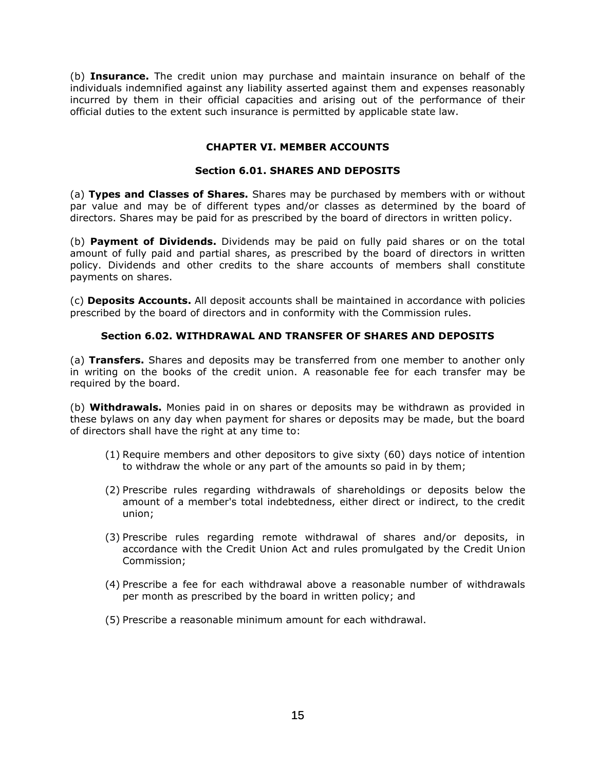(b) **Insurance.** The credit union may purchase and maintain insurance on behalf of the individuals indemnified against any liability asserted against them and expenses reasonably incurred by them in their official capacities and arising out of the performance of their official duties to the extent such insurance is permitted by applicable state law.

## CHAPTER VI. MEMBER ACCOUNTS

### Section 6.01. SHARES AND DEPOSITS

(a) **Types and Classes of Shares.** Shares may be purchased by members with or without par value and may be of different types and/or classes as determined by the board of directors. Shares may be paid for as prescribed by the board of directors in written policy.

(b) **Payment of Dividends.** Dividends may be paid on fully paid shares or on the total amount of fully paid and partial shares, as prescribed by the board of directors in written policy. Dividends and other credits to the share accounts of members shall constitute payments on shares.

(c) **Deposits Accounts.** All deposit accounts shall be maintained in accordance with policies prescribed by the board of directors and in conformity with the Commission rules.

### Section 6.02. WITHDRAWAL AND TRANSFER OF SHARES AND DEPOSITS

(a) **Transfers.** Shares and deposits may be transferred from one member to another only in writing on the books of the credit union. A reasonable fee for each transfer may be required by the board.

(b) **Withdrawals.** Monies paid in on shares or deposits may be withdrawn as provided in these bylaws on any day when payment for shares or deposits may be made, but the board of directors shall have the right at any time to:

(1) Require members and other depositors to give sixty (60) days notice of intention to withdraw the whole or any part of the amounts so paid in by them;

(2) Prescribe rules regarding withdrawals of shareholdings or deposits below the amount of a member's total indebtedness, either direct or indirect, to the credit union;

(3) Prescribe rules regarding remote withdrawal of shares and/or deposits, in accordance with the Credit Union Act and rules promulgated by the Credit Union Commission;

(4) Prescribe a fee for each withdrawal above a reasonable number of withdrawals per month as prescribed by the board in written policy; and

(5) Prescribe a reasonable minimum amount for each withdrawal.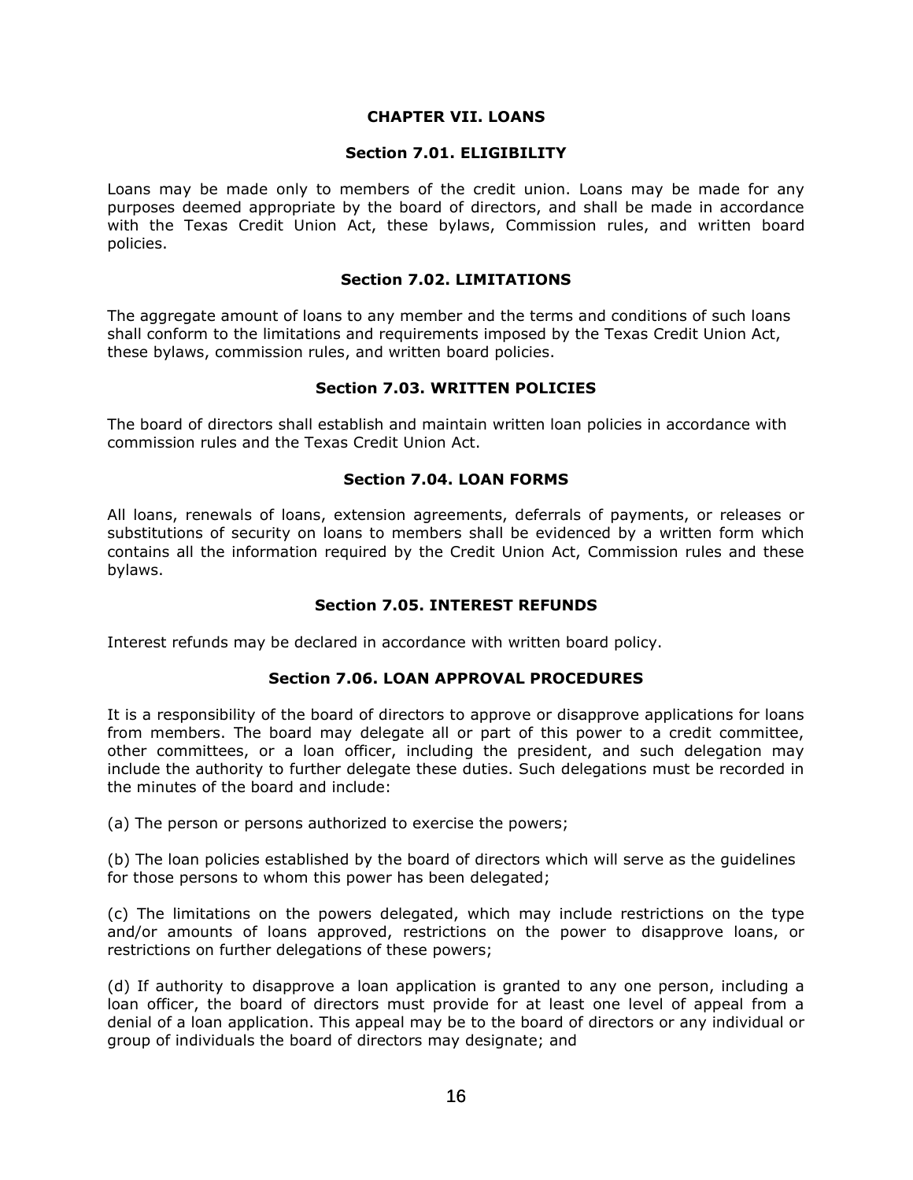# CHAPTER VII. LOANS

## Section 7.01. ELIGIBILITY

Loans may be made only to members of the credit union. Loans may be made for any purposes deemed appropriate by the board of directors, and shall be made in accordance with the Texas Credit Union Act, these bylaws, Commission rules, and written board policies.

## Section 7.02. LIMITATIONS

The aggregate amount of loans to any member and the terms and conditions of such loans shall conform to the limitations and requirements imposed by the Texas Credit Union Act, these bylaws, commission rules, and written board policies.

## Section 7.03. WRITTEN POLICIES

The board of directors shall establish and maintain written loan policies in accordance with commission rules and the Texas Credit Union Act.

## Section 7.04. LOAN FORMS

All loans, renewals of loans, extension agreements, deferrals of payments, or releases or substitutions of security on loans to members shall be evidenced by a written form which contains all the information required by the Credit Union Act, Commission rules and these bylaws.

## Section 7.05. INTEREST REFUNDS

Interest refunds may be declared in accordance with written board policy.

## Section 7.06. LOAN APPROVAL PROCEDURES

It is a responsibility of the board of directors to approve or disapprove applications for loans from members. The board may delegate all or part of this power to a credit committee, other committees, or a loan officer, including the president, and such delegation may include the authority to further delegate these duties. Such delegations must be recorded in the minutes of the board and include:

(a) The person or persons authorized to exercise the powers;

(b) The loan policies established by the board of directors which will serve as the guidelines for those persons to whom this power has been delegated;

(c) The limitations on the powers delegated, which may include restrictions on the type and/or amounts of loans approved, restrictions on the power to disapprove loans, or restrictions on further delegations of these powers;

(d) If authority to disapprove a loan application is granted to any one person, including a loan officer, the board of directors must provide for at least one level of appeal from a denial of a loan application. This appeal may be to the board of directors or any individual or group of individuals the board of directors may designate; and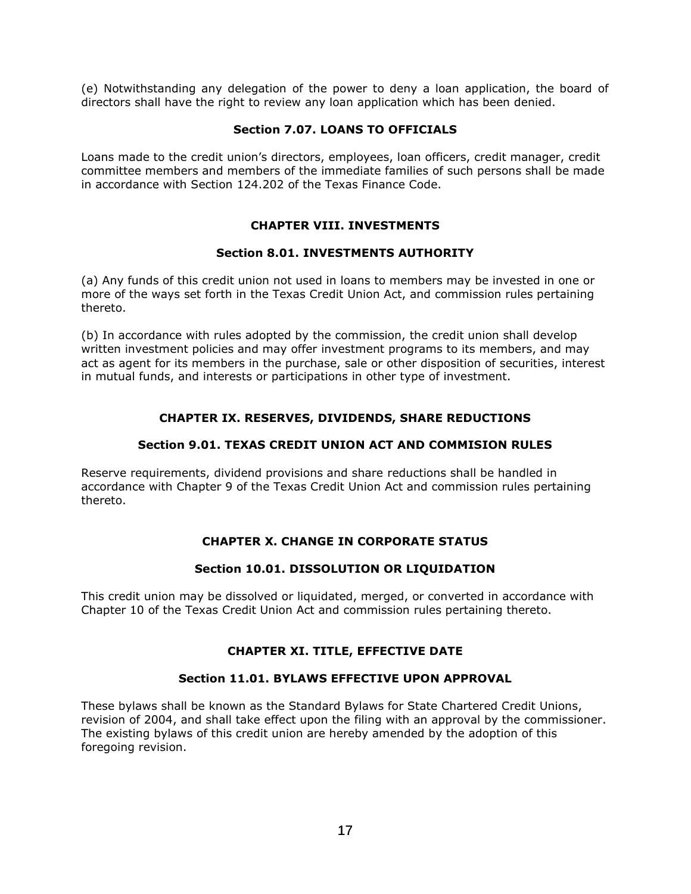(e) Notwithstanding any delegation of the power to deny a loan application, the board of directors shall have the right to review any loan application which has been denied.

### Section 7.07. LOANS TO OFFICIALS

Loans made to the credit union's directors, employees, loan officers, credit manager, credit committee members and members of the immediate families of such persons shall be made in accordance with Section 124.202 of the Texas Finance Code.

## CHAPTER VIII. INVESTMENTS

### Section 8.01. INVESTMENTS AUTHORITY

(a) Any funds of this credit union not used in loans to members may be invested in one or more of the ways set forth in the Texas Credit Union Act, and commission rules pertaining thereto.

(b) In accordance with rules adopted by the commission, the credit union shall develop written investment policies and may offer investment programs to its members, and may act as agent for its members in the purchase, sale or other disposition of securities, interest in mutual funds, and interests or participations in other type of investment.

## CHAPTER IX. RESERVES, DIVIDENDS, SHARE REDUCTIONS

### Section 9.01. TEXAS CREDIT UNION ACT AND COMMISION RULES

Reserve requirements, dividend provisions and share reductions shall be handled in accordance with Chapter 9 of the Texas Credit Union Act and commission rules pertaining thereto.

## CHAPTER X. CHANGE IN CORPORATE STATUS

### Section 10.01. DISSOLUTION OR LIQUIDATION

This credit union may be dissolved or liquidated, merged, or converted in accordance with Chapter 10 of the Texas Credit Union Act and commission rules pertaining thereto.

## CHAPTER XI. TITLE, EFFECTIVE DATE

### Section 11.01. BYLAWS EFFECTIVE UPON APPROVAL

These bylaws shall be known as the Standard Bylaws for State Chartered Credit Unions, revision of 2004, and shall take effect upon the filing with an approval by the commissioner. The existing bylaws of this credit union are hereby amended by the adoption of this foregoing revision.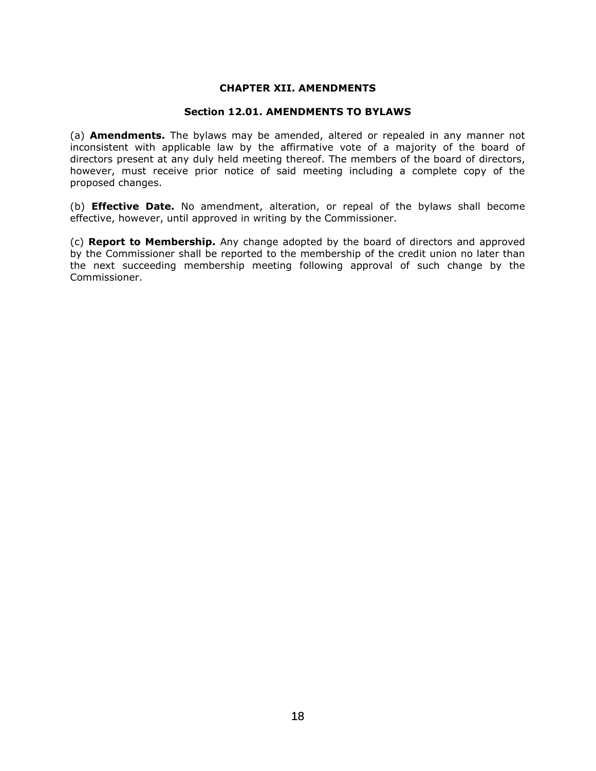## CHAPTER XII. AMENDMENTS

### Section 12.01. AMENDMENTS TO BYLAWS

(a) **Amendments.** The bylaws may be amended, altered or repealed in any manner not inconsistent with applicable law by the affirmative vote of a majority of the board of directors present at any duly held meeting thereof. The members of the board of directors, however, must receive prior notice of said meeting including a complete copy of the proposed changes.

(b) **Effective Date.** No amendment, alteration, or repeal of the bylaws shall become effective, however, until approved in writing by the Commissioner.

(c) **Report to Membership.** Any change adopted by the board of directors and approved by the Commissioner shall be reported to the membership of the credit union no later than the next succeeding membership meeting following approval of such change by the Commissioner.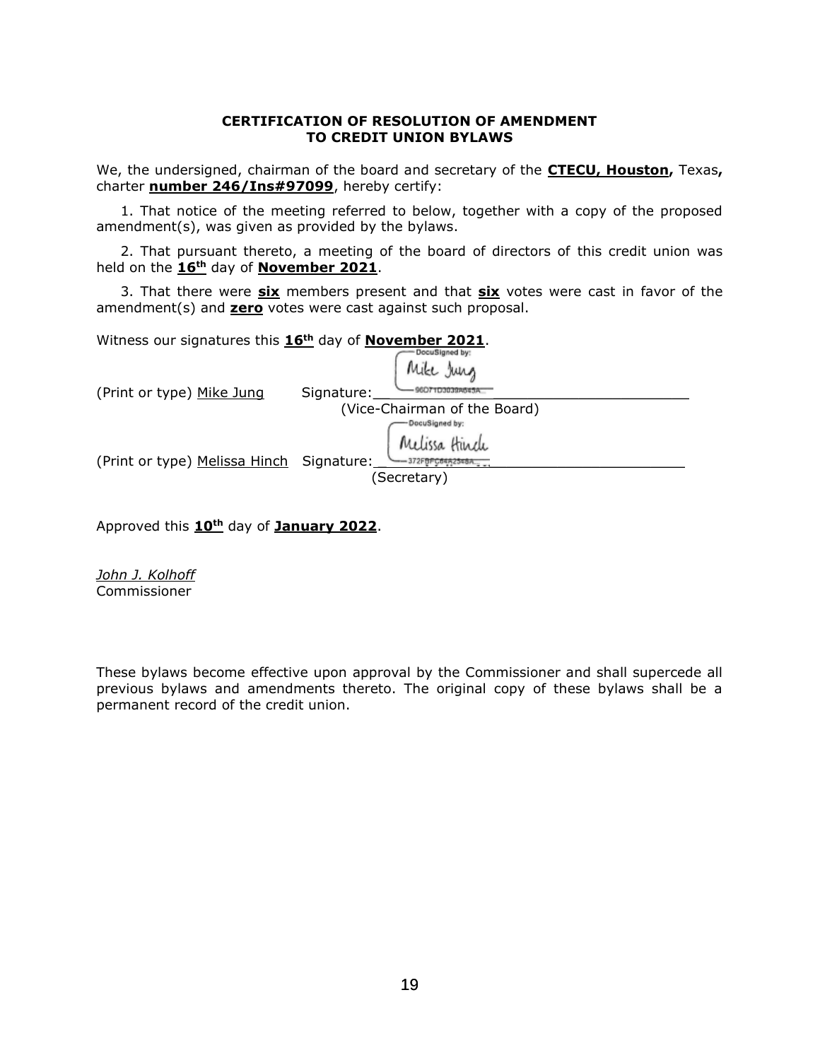**CERTIFICATION OF RESOLUTION OF AMENDMENT TO CREDIT UNION BYLAWS**

We, the undersigned, chairman of the board and secretary of the **CTECU, Houston,** Texas**,** charter **number 246/Ins#97099**, hereby certify:

1. That notice of the meeting referred to below, together with a copy of the proposed amendment(s), was given as provided by the bylaws.

2. That pursuant thereto, a meeting of the board of directors of this credit union was held on the **16th** day of **November 2021**.

3. That there were **six** members present and that **six** votes were cast in favor of the amendment(s) and **zero** votes were cast against such proposal.

Witness our signatures this **16th** day of **November 2021**.

(Print or type) Mike Jung Signature: DocuSigned by: Mike Jung 96D71D3030A645A...
(Vice-Chairman of the Board)

(Print or type) Melissa Hinch Signature: DocuSigned by: Melissa Hinch 372F8FC64A25E8A...
(Secretary)

Approved this **10th** day of **January 2022**.

*John J. Kolhoff*
Commissioner

These bylaws become effective upon approval by the Commissioner and shall supercede all previous bylaws and amendments thereto. The original copy of these bylaws shall be a permanent record of the credit union.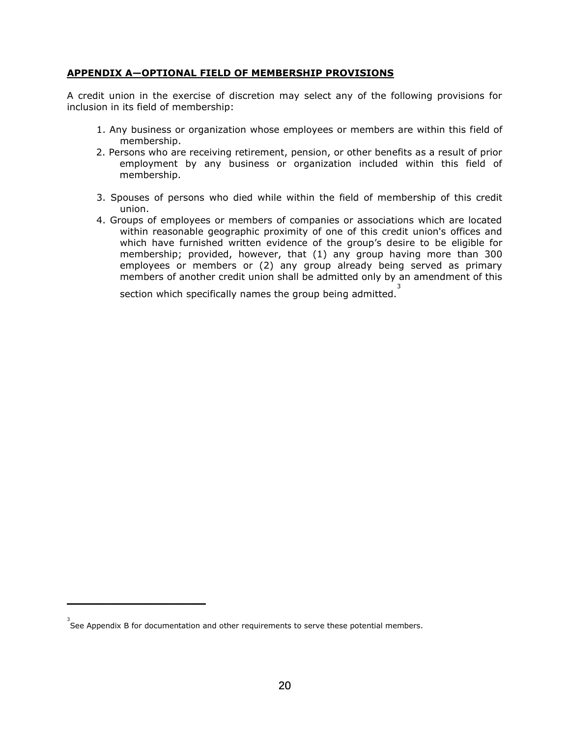## APPENDIX A—OPTIONAL FIELD OF MEMBERSHIP PROVISIONS

A credit union in the exercise of discretion may select any of the following provisions for inclusion in its field of membership:

1. Any business or organization whose employees or members are within this field of membership.
2. Persons who are receiving retirement, pension, or other benefits as a result of prior employment by any business or organization included within this field of membership.
3. Spouses of persons who died while within the field of membership of this credit union.
4. Groups of employees or members of companies or associations which are located within reasonable geographic proximity of one of this credit union's offices and which have furnished written evidence of the group's desire to be eligible for membership; provided, however, that (1) any group having more than 300 employees or members or (2) any group already being served as primary members of another credit union shall be admitted only by an amendment of this section which specifically names the group being admitted.[3]

---

[3] See Appendix B for documentation and other requirements to serve these potential members.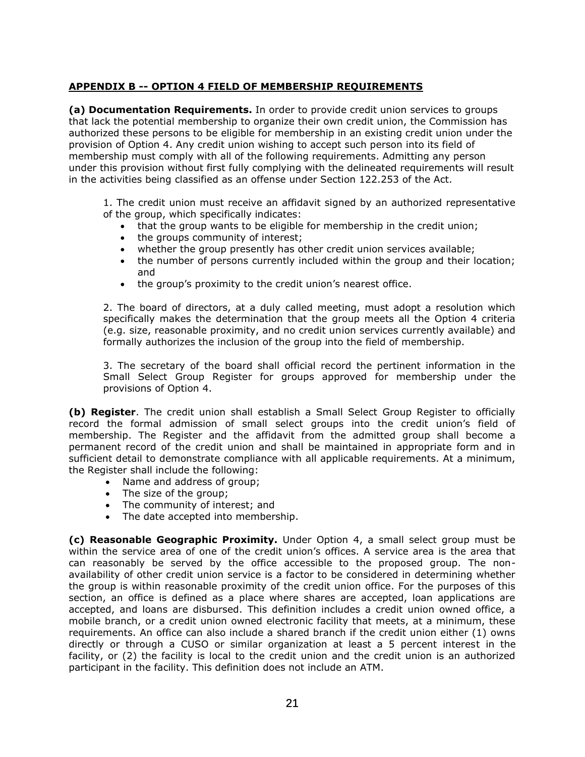## APPENDIX B -- OPTION 4 FIELD OF MEMBERSHIP REQUIREMENTS

**(a) Documentation Requirements.** In order to provide credit union services to groups that lack the potential membership to organize their own credit union, the Commission has authorized these persons to be eligible for membership in an existing credit union under the provision of Option 4. Any credit union wishing to accept such person into its field of membership must comply with all of the following requirements. Admitting any person under this provision without first fully complying with the delineated requirements will result in the activities being classified as an offense under Section 122.253 of the Act.

1. The credit union must receive an affidavit signed by an authorized representative of the group, which specifically indicates:
   - that the group wants to be eligible for membership in the credit union;
   - the groups community of interest;
   - whether the group presently has other credit union services available;
   - the number of persons currently included within the group and their location; and
   - the group's proximity to the credit union's nearest office.

2. The board of directors, at a duly called meeting, must adopt a resolution which specifically makes the determination that the group meets all the Option 4 criteria (e.g. size, reasonable proximity, and no credit union services currently available) and formally authorizes the inclusion of the group into the field of membership.

3. The secretary of the board shall official record the pertinent information in the Small Select Group Register for groups approved for membership under the provisions of Option 4.

**(b) Register**. The credit union shall establish a Small Select Group Register to officially record the formal admission of small select groups into the credit union's field of membership. The Register and the affidavit from the admitted group shall become a permanent record of the credit union and shall be maintained in appropriate form and in sufficient detail to demonstrate compliance with all applicable requirements. At a minimum, the Register shall include the following:

- Name and address of group;
- The size of the group;
- The community of interest; and
- The date accepted into membership.

**(c) Reasonable Geographic Proximity.** Under Option 4, a small select group must be within the service area of one of the credit union's offices. A service area is the area that can reasonably be served by the office accessible to the proposed group. The non-availability of other credit union service is a factor to be considered in determining whether the group is within reasonable proximity of the credit union office. For the purposes of this section, an office is defined as a place where shares are accepted, loan applications are accepted, and loans are disbursed. This definition includes a credit union owned office, a mobile branch, or a credit union owned electronic facility that meets, at a minimum, these requirements. An office can also include a shared branch if the credit union either (1) owns directly or through a CUSO or similar organization at least a 5 percent interest in the facility, or (2) the facility is local to the credit union and the credit union is an authorized participant in the facility. This definition does not include an ATM.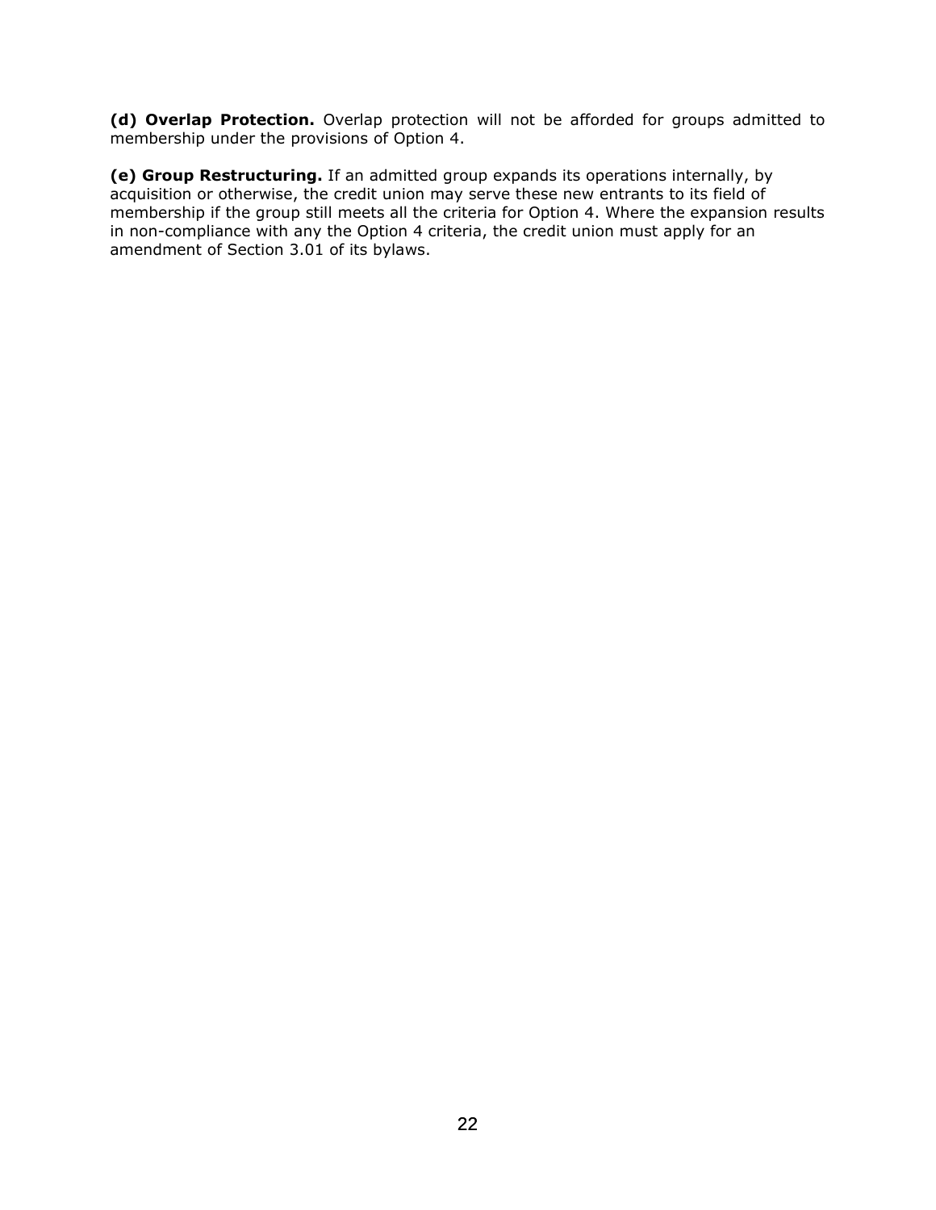**(d) Overlap Protection.** Overlap protection will not be afforded for groups admitted to membership under the provisions of Option 4.

**(e) Group Restructuring.** If an admitted group expands its operations internally, by acquisition or otherwise, the credit union may serve these new entrants to its field of membership if the group still meets all the criteria for Option 4. Where the expansion results in non-compliance with any the Option 4 criteria, the credit union must apply for an amendment of Section 3.01 of its bylaws.